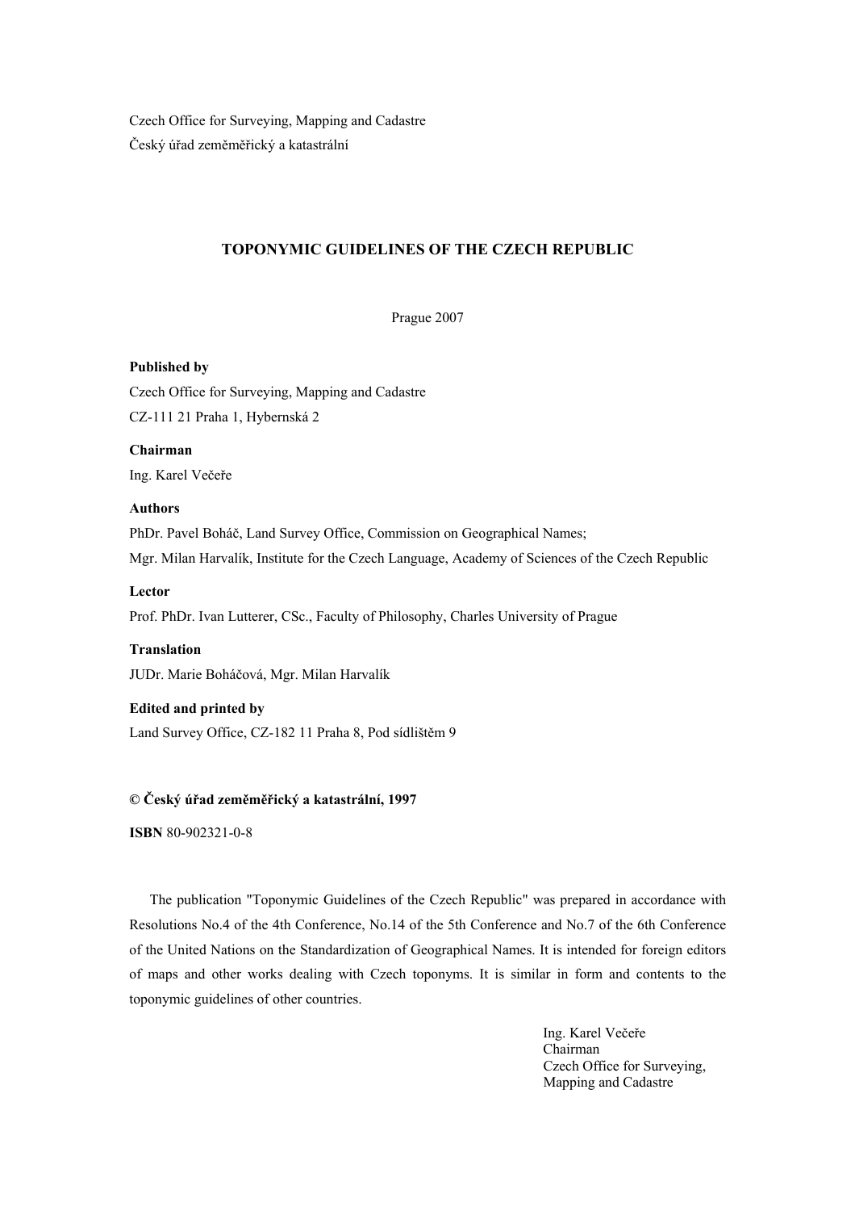Czech Office for Surveying, Mapping and Cadastre
Český úřad zeměměřický a katastrální

# TOPONYMIC GUIDELINES OF THE CZECH REPUBLIC

Prague 2007

**Published by**
Czech Office for Surveying, Mapping and Cadastre
CZ-111 21 Praha 1, Hybernská 2

**Chairman**
Ing. Karel Večeře

**Authors**
PhDr. Pavel Boháč, Land Survey Office, Commission on Geographical Names;
Mgr. Milan Harvalík, Institute for the Czech Language, Academy of Sciences of the Czech Republic

**Lector**
Prof. PhDr. Ivan Lutterer, CSc., Faculty of Philosophy, Charles University of Prague

**Translation**
JUDr. Marie Boháčová, Mgr. Milan Harvalík

**Edited and printed by**
Land Survey Office, CZ-182 11 Praha 8, Pod sídlištěm 9

**© Český úřad zeměměřický a katastrální, 1997**

**ISBN** 80-902321-0-8

The publication "Toponymic Guidelines of the Czech Republic" was prepared in accordance with Resolutions No.4 of the 4th Conference, No.14 of the 5th Conference and No.7 of the 6th Conference of the United Nations on the Standardization of Geographical Names. It is intended for foreign editors of maps and other works dealing with Czech toponyms. It is similar in form and contents to the toponymic guidelines of other countries.

Ing. Karel Večeře
Chairman
Czech Office for Surveying,
Mapping and Cadastre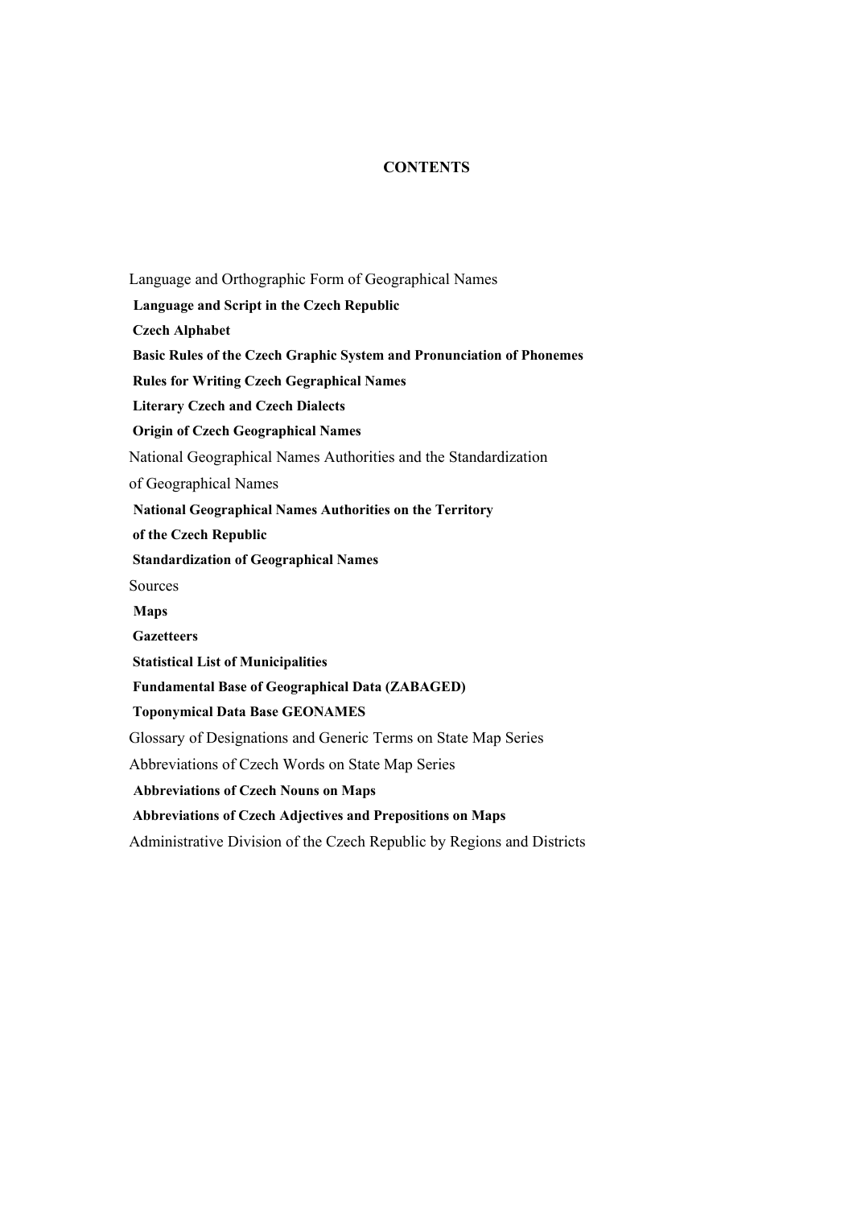# CONTENTS

Language and Orthographic Form of Geographical Names

**Language and Script in the Czech Republic**

**Czech Alphabet**

**Basic Rules of the Czech Graphic System and Pronunciation of Phonemes**

**Rules for Writing Czech Gegraphical Names**

**Literary Czech and Czech Dialects**

**Origin of Czech Geographical Names**

National Geographical Names Authorities and the Standardization of Geographical Names

**National Geographical Names Authorities on the Territory of the Czech Republic**

**Standardization of Geographical Names**

Sources

**Maps**

**Gazetteers**

**Statistical List of Municipalities**

**Fundamental Base of Geographical Data (ZABAGED)**

**Toponymical Data Base GEONAMES**

Glossary of Designations and Generic Terms on State Map Series

Abbreviations of Czech Words on State Map Series

**Abbreviations of Czech Nouns on Maps**

**Abbreviations of Czech Adjectives and Prepositions on Maps**

Administrative Division of the Czech Republic by Regions and Districts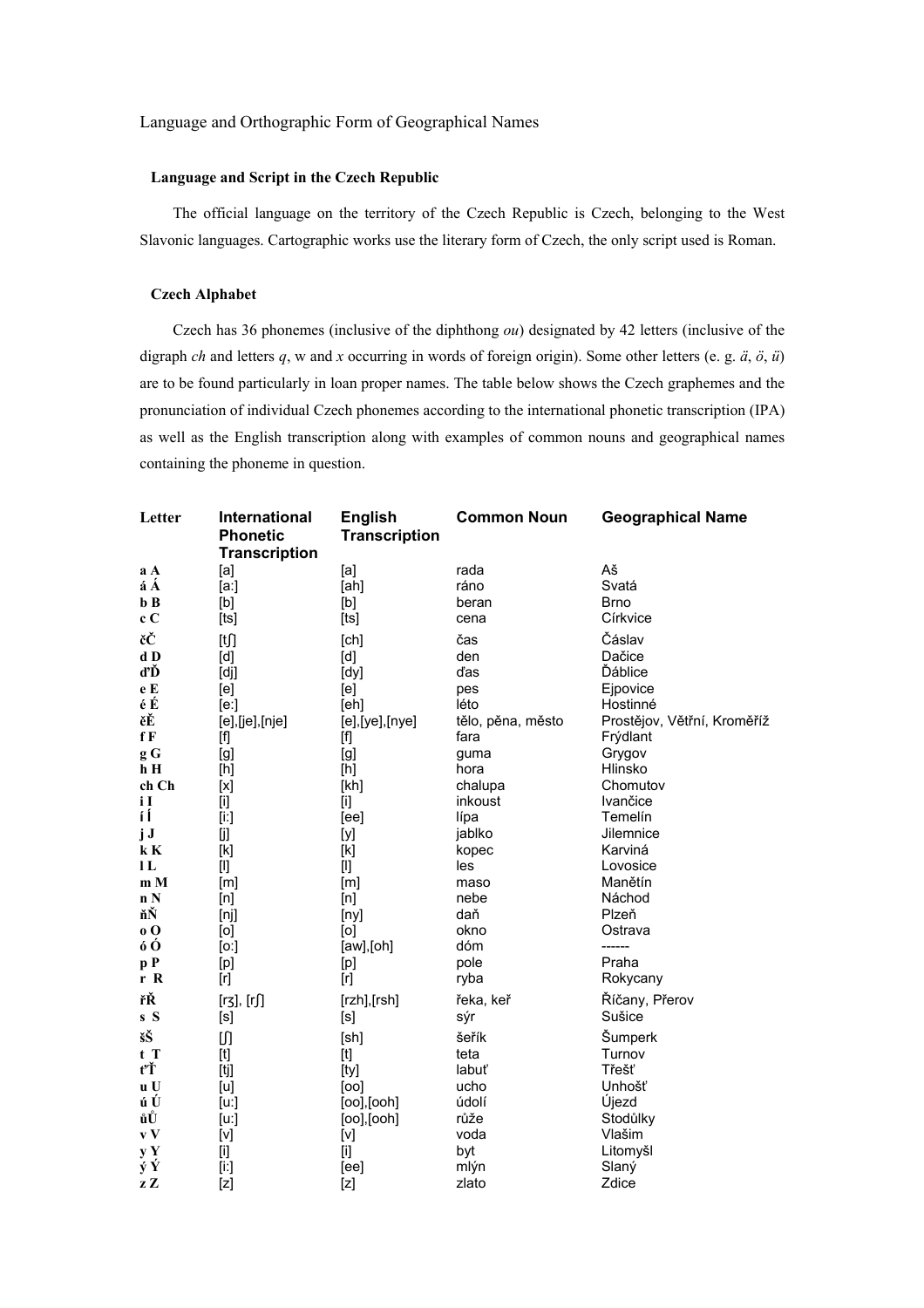Language and Orthographic Form of Geographical Names

## Language and Script in the Czech Republic

The official language on the territory of the Czech Republic is Czech, belonging to the West Slavonic languages. Cartographic works use the literary form of Czech, the only script used is Roman.

## Czech Alphabet

Czech has 36 phonemes (inclusive of the diphthong *ou*) designated by 42 letters (inclusive of the digraph *ch* and letters *q*, w and *x* occurring in words of foreign origin). Some other letters (e. g. *ä*, *ö*, *ü*) are to be found particularly in loan proper names. The table below shows the Czech graphemes and the pronunciation of individual Czech phonemes according to the international phonetic transcription (IPA) as well as the English transcription along with examples of common nouns and geographical names containing the phoneme in question.

| Letter | International Phonetic Transcription | English Transcription | Common Noun | Geographical Name |
|---|---|---|---|---|
| **a A** | [a] | [a] | rada | Aš |
| **á Á** | [a:] | [ah] | ráno | Svatá |
| **b B** | [b] | [b] | beran | Brno |
| **c C** | [ts] | [ts] | cena | Církvice |
| **čČ** | [tʃ] | [ch] | čas | Čáslav |
| **d D** | [d] | [d] | den | Dačice |
| **ďĎ** | [dj] | [dy] | ďas | Ďáblice |
| **e E** | [e] | [e] | pes | Ejpovice |
| **é É** | [e:] | [eh] | léto | Hostinné |
| **ěĚ** | [e],[je],[nje] | [e],[ye],[nye] | tělo, pěna, město | Prostějov, Větřní, Kroměříž |
| **f F** | [f] | [f] | fara | Frýdlant |
| **g G** | [g] | [g] | guma | Grygov |
| **h H** | [h] | [h] | hora | Hlinsko |
| **ch Ch** | [x] | [kh] | chalupa | Chomutov |
| **i I** | [i] | [i] | inkoust | Ivančice |
| **í Í** | [i:] | [ee] | lípa | Temelín |
| **j J** | [j] | [y] | jablko | Jilemnice |
| **k K** | [k] | [k] | kopec | Karviná |
| **l L** | [l] | [l] | les | Lovosice |
| **m M** | [m] | [m] | maso | Manětín |
| **n N** | [n] | [n] | nebe | Náchod |
| **ňŇ** | [nj] | [ny] | daň | Plzeň |
| **o O** | [o] | [o] | okno | Ostrava |
| **ó Ó** | [o:] | [aw],[oh] | dóm | ------ |
| **p P** | [p] | [p] | pole | Praha |
| **r R** | [r] | [r] | ryba | Rokycany |
| **řŘ** | [rʒ], [rʃ] | [rzh],[rsh] | řeka, keř | Říčany, Přerov |
| **s S** | [s] | [s] | sýr | Sušice |
| **šŠ** | [ʃ] | [sh] | šeřík | Šumperk |
| **t T** | [t] | [t] | teta | Turnov |
| **ťŤ** | [tj] | [ty] | labuť | Třešť |
| **u U** | [u] | [oo] | ucho | Unhošť |
| **ú Ú** | [u:] | [oo],[ooh] | údolí | Újezd |
| **ůŮ** | [u:] | [oo],[ooh] | růže | Stodůlky |
| **v V** | [v] | [v] | voda | Vlašim |
| **y Y** | [i] | [i] | byt | Litomyšl |
| **ý Ý** | [i:] | [ee] | mlýn | Slaný |
| **z Z** | [z] | [z] | zlato | Zdice |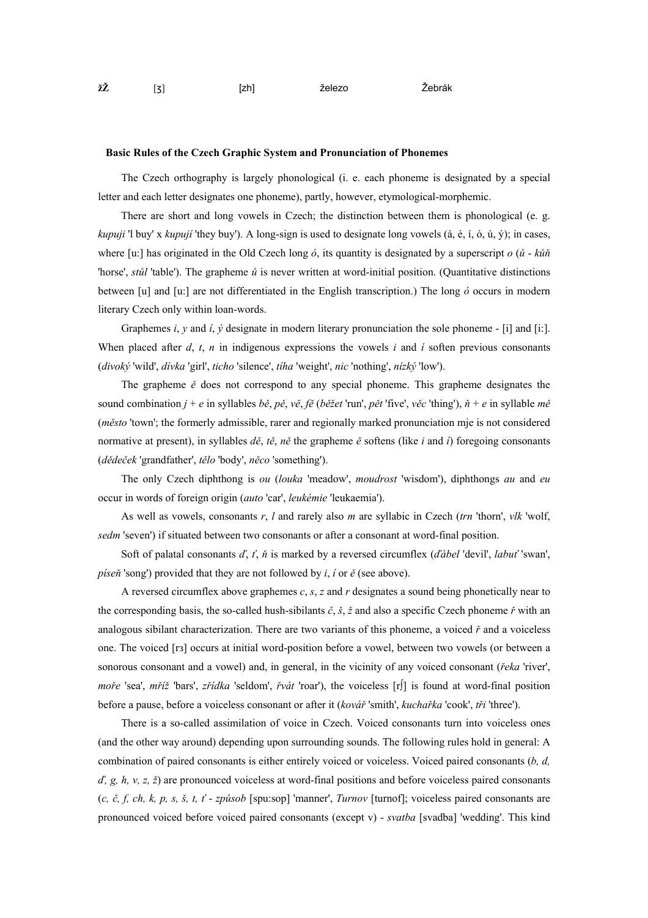| **žŽ** | [ʒ] | [zh] | železo | Žebrák |
|---|---|---|---|---|

**Basic Rules of the Czech Graphic System and Pronunciation of Phonemes**

The Czech orthography is largely phonological (i. e. each phoneme is designated by a special letter and each letter designates one phoneme), partly, however, etymological-morphemic.

There are short and long vowels in Czech; the distinction between them is phonological (e. g. *kupuji* 'I buy' x *kupují* 'they buy'). A long-sign is used to designate long vowels (á, é, í, ó, ú, ý); in cases, where [u:] has originated in the Old Czech long *ó*, its quantity is designated by a superscript *o* (*ů* - *kůň* 'horse', *stůl* 'table'). The grapheme *ů* is never written at word-initial position. (Quantitative distinctions between [u] and [u:] are not differentiated in the English transcription.) The long *ó* occurs in modern literary Czech only within loan-words.

Graphemes *i*, *y* and *í*, *ý* designate in modern literary pronunciation the sole phoneme - [i] and [i:]. When placed after *d*, *t*, *n* in indigenous expressions the vowels *i* and *í* soften previous consonants (*divoký* 'wild', *dívka* 'girl', *ticho* 'silence', *tíha* 'weight', *nic* 'nothing', *nízký* 'low').

The grapheme *ě* does not correspond to any special phoneme. This grapheme designates the sound combination *j* + *e* in syllables *bě*, *pě*, *vě*, *fě* (*běžet* 'run', *pět* 'five', *věc* 'thing'), *ň* + *e* in syllable *mě* (*město* 'town'; the formerly admissible, rarer and regionally marked pronunciation mje is not considered normative at present), in syllables *dě*, *tě*, *ně* the grapheme *ě* softens (like *i* and *í*) foregoing consonants (*dědeček* 'grandfather', *tělo* 'body', *něco* 'something').

The only Czech diphthong is *ou* (*louka* 'meadow', *moudrost* 'wisdom'), diphthongs *au* and *eu* occur in words of foreign origin (*auto* 'car', *leukémie* 'leukaemia').

As well as vowels, consonants *r*, *l* and rarely also *m* are syllabic in Czech (*trn* 'thorn', *vlk* 'wolf, *sedm* 'seven') if situated between two consonants or after a consonant at word-final position.

Soft of palatal consonants *ď*, *ť*, *ň* is marked by a reversed circumflex (*ďábel* 'devil', *labuť* 'swan', *píseň* 'song') provided that they are not followed by *i*, *í* or *ě* (see above).

A reversed circumflex above graphemes *c*, *s*, *z* and *r* designates a sound being phonetically near to the corresponding basis, the so-called hush-sibilants *č*, *š*, *ž* and also a specific Czech phoneme *ř* with an analogous sibilant characterization. There are two variants of this phoneme, a voiced *ř* and a voiceless one. The voiced [rʒ] occurs at initial word-position before a vowel, between two vowels (or between a sonorous consonant and a vowel) and, in general, in the vicinity of any voiced consonant (*řeka* 'river', *moře* 'sea', *mříž* 'bars', *zřídka* 'seldom', *řvát* 'roar'), the voiceless [rʃ] is found at word-final position before a pause, before a voiceless consonant or after it (*kovář* 'smith', *kuchařka* 'cook', *tři* 'three').

There is a so-called assimilation of voice in Czech. Voiced consonants turn into voiceless ones (and the other way around) depending upon surrounding sounds. The following rules hold in general: A combination of paired consonants is either entirely voiced or voiceless. Voiced paired consonants (*b, d, ď, g, h, v, z, ž*) are pronounced voiceless at word-final positions and before voiceless paired consonants (*c, č, f, ch, k, p, s, š, t, ť* - *způsob* [spu:sop] 'manner', *Turnov* [turnof]; voiceless paired consonants are pronounced voiced before voiced paired consonants (except v) - *svatba* [svadba] 'wedding'. This kind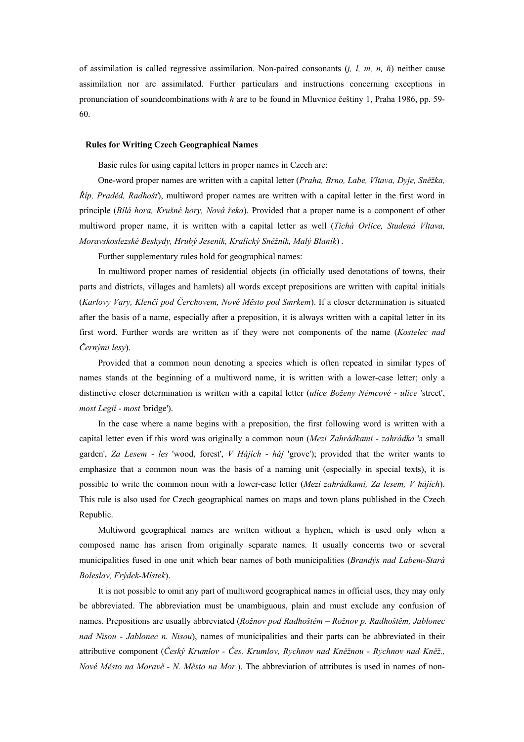of assimilation is called regressive assimilation. Non-paired consonants (*j, l, m, n, ň*) neither cause assimilation nor are assimilated. Further particulars and instructions concerning exceptions in pronunciation of soundcombinations with *h* are to be found in Mluvnice češtiny 1, Praha 1986, pp. 59-60.

## Rules for Writing Czech Geographical Names

Basic rules for using capital letters in proper names in Czech are:

One-word proper names are written with a capital letter (*Praha, Brno, Labe, Vltava, Dyje, Sněžka, Říp, Praděd, Radhošť*), multiword proper names are written with a capital letter in the first word in principle (*Bílá hora, Krušné hory, Nová řeka*). Provided that a proper name is a component of other multiword proper name, it is written with a capital letter as well (*Tichá Orlice, Studená Vltava, Moravskoslezské Beskydy, Hrubý Jeseník, Kralický Sněžník, Malý Blaník*) .

Further supplementary rules hold for geographical names:

In multiword proper names of residential objects (in officially used denotations of towns, their parts and districts, villages and hamlets) all words except prepositions are written with capital initials (*Karlovy Vary, Klenčí pod Čerchovem, Nové Město pod Smrkem*). If a closer determination is situated after the basis of a name, especially after a preposition, it is always written with a capital letter in its first word. Further words are written as if they were not components of the name (*Kostelec nad Černými lesy*).

Provided that a common noun denoting a species which is often repeated in similar types of names stands at the beginning of a multiword name, it is written with a lower-case letter; only a distinctive closer determination is written with a capital letter (*ulice Boženy Němcové* - *ulice* 'street', *most Legií* - *most* 'bridge').

In the case where a name begins with a preposition, the first following word is written with a capital letter even if this word was originally a common noun (*Mezi Zahrádkami* - *zahrádka* 'a small garden', *Za Lesem* - *les* 'wood, forest', *V Hájích* - *háj* 'grove'); provided that the writer wants to emphasize that a common noun was the basis of a naming unit (especially in special texts), it is possible to write the common noun with a lower-case letter (*Mezi zahrádkami, Za lesem, V hájích*). This rule is also used for Czech geographical names on maps and town plans published in the Czech Republic.

Multiword geographical names are written without a hyphen, which is used only when a composed name has arisen from originally separate names. It usually concerns two or several municipalities fused in one unit which bear names of both municipalities (*Brandýs nad Labem-Stará Boleslav, Frýdek-Místek*).

It is not possible to omit any part of multiword geographical names in official uses, they may only be abbreviated. The abbreviation must be unambiguous, plain and must exclude any confusion of names. Prepositions are usually abbreviated (*Rožnov pod Radhoštěm – Rožnov p. Radhoštěm, Jablonec nad Nisou - Jablonec n. Nisou*), names of municipalities and their parts can be abbreviated in their attributive component (*Český Krumlov - Čes. Krumlov, Rychnov nad Kněžnou - Rychnov nad Kněž., Nové Město na Moravě - N. Město na Mor.*). The abbreviation of attributes is used in names of non-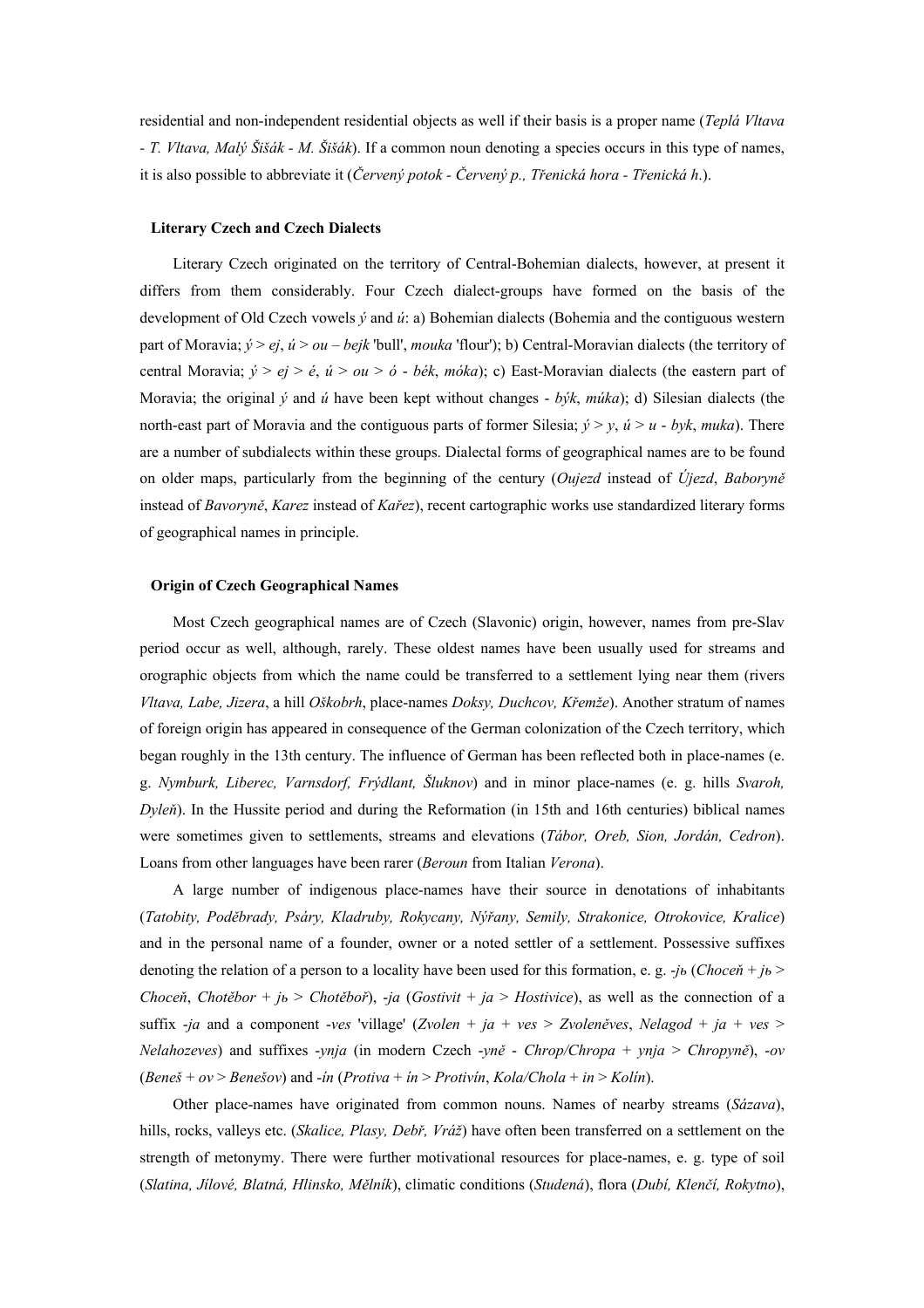residential and non-independent residential objects as well if their basis is a proper name (*Teplá Vltava - T. Vltava, Malý Šišák - M. Šišák*). If a common noun denoting a species occurs in this type of names, it is also possible to abbreviate it (*Červený potok - Červený p., Třenická hora - Třenická h.*).

## Literary Czech and Czech Dialects

Literary Czech originated on the territory of Central-Bohemian dialects, however, at present it differs from them considerably. Four Czech dialect-groups have formed on the basis of the development of Old Czech vowels *ý* and *ú*: a) Bohemian dialects (Bohemia and the contiguous western part of Moravia; *ý > ej*, *ú > ou – bejk* 'bull', *mouka* 'flour'); b) Central-Moravian dialects (the territory of central Moravia; *ý > ej > é*, *ú > ou > ó - bék*, *móka*); c) East-Moravian dialects (the eastern part of Moravia; the original *ý* and *ú* have been kept without changes - *býk*, *múka*); d) Silesian dialects (the north-east part of Moravia and the contiguous parts of former Silesia; *ý > y*, *ú > u - byk*, *muka*). There are a number of subdialects within these groups. Dialectal forms of geographical names are to be found on older maps, particularly from the beginning of the century (*Oujezd* instead of *Újezd*, *Baboryně* instead of *Bavoryně*, *Karez* instead of *Kařez*), recent cartographic works use standardized literary forms of geographical names in principle.

## Origin of Czech Geographical Names

Most Czech geographical names are of Czech (Slavonic) origin, however, names from pre-Slav period occur as well, although, rarely. These oldest names have been usually used for streams and orographic objects from which the name could be transferred to a settlement lying near them (rivers *Vltava, Labe, Jizera*, a hill *Oškobrh*, place-names *Doksy, Duchcov, Křemže*). Another stratum of names of foreign origin has appeared in consequence of the German colonization of the Czech territory, which began roughly in the 13th century. The influence of German has been reflected both in place-names (e. g. *Nymburk, Liberec, Varnsdorf, Frýdlant, Šluknov*) and in minor place-names (e. g. hills *Svaroh, Dyleň*). In the Hussite period and during the Reformation (in 15th and 16th centuries) biblical names were sometimes given to settlements, streams and elevations (*Tábor, Oreb, Sion, Jordán, Cedron*). Loans from other languages have been rarer (*Beroun* from Italian *Verona*).

A large number of indigenous place-names have their source in denotations of inhabitants (*Tatobity, Poděbrady, Psáry, Kladruby, Rokycany, Nýřany, Semily, Strakonice, Otrokovice, Kralice*) and in the personal name of a founder, owner or a noted settler of a settlement. Possessive suffixes denoting the relation of a person to a locality have been used for this formation, e. g. *-jь* (*Choceň + jь > Choceň*, *Chotěbor + jь > Chotěboř*), *-ja* (*Gostivit + ja > Hostivice*), as well as the connection of a suffix *-ja* and a component *-ves* 'village' (*Zvolen + ja + ves > Zvoleněves*, *Nelagod + ja + ves > Nelahozeves*) and suffixes *-ynja* (in modern Czech *-yně - Chrop/Chropa + ynja > Chropyně*), *-ov* (*Beneš + ov > Benešov*) and *-ín* (*Protiva + ín > Protivín*, *Kola/Chola + in > Kolín*).

Other place-names have originated from common nouns. Names of nearby streams (*Sázava*), hills, rocks, valleys etc. (*Skalice, Plasy, Debř, Vráž*) have often been transferred on a settlement on the strength of metonymy. There were further motivational resources for place-names, e. g. type of soil (*Slatina, Jílové, Blatná, Hlinsko, Mělník*), climatic conditions (*Studená*), flora (*Dubí, Klenčí, Rokytno*),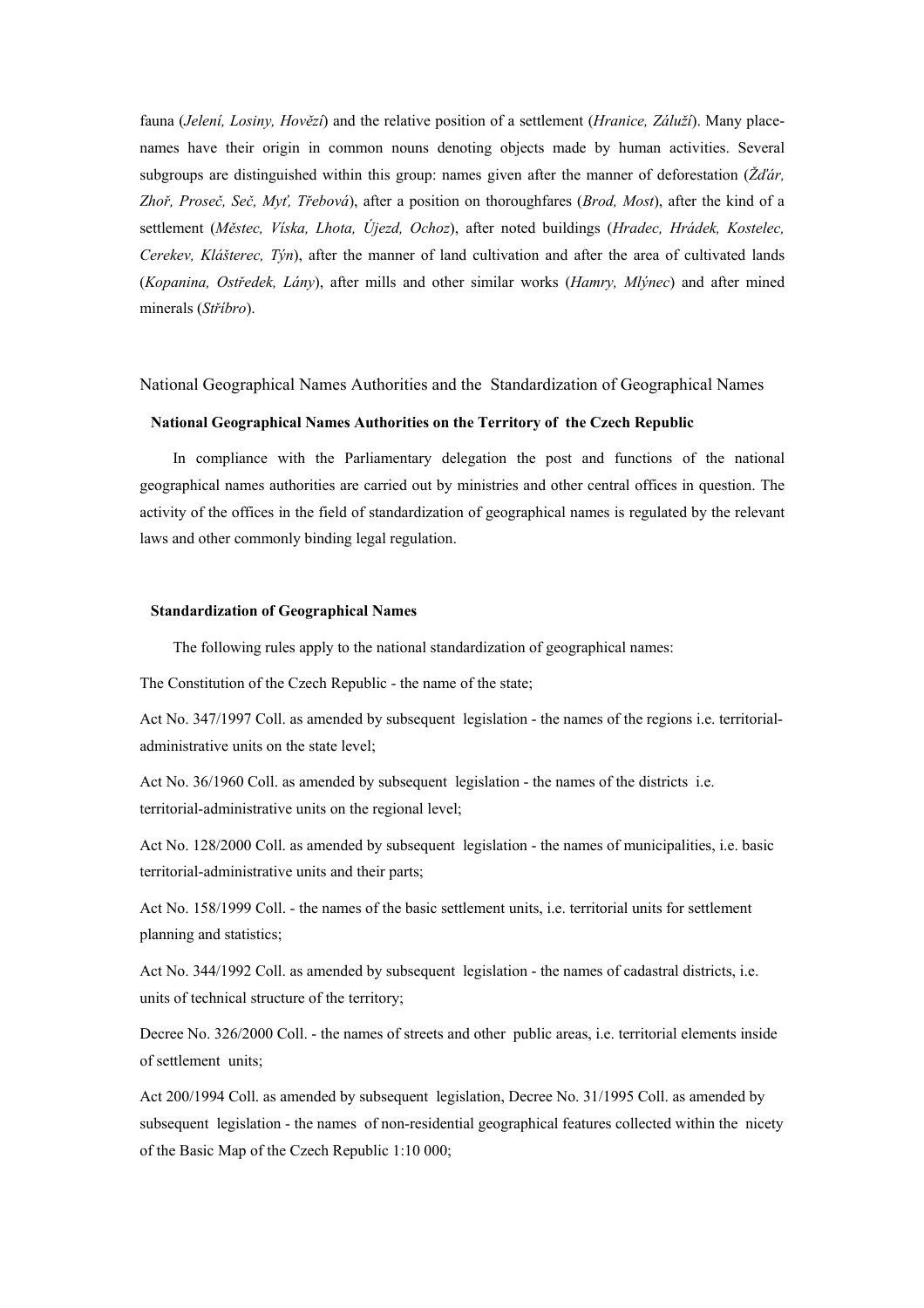fauna (*Jelení, Losiny, Hovězí*) and the relative position of a settlement (*Hranice, Záluží*). Many place-names have their origin in common nouns denoting objects made by human activities. Several subgroups are distinguished within this group: names given after the manner of deforestation (*Žďár, Zhoř, Proseč, Seč, Myť, Třebová*), after a position on thoroughfares (*Brod, Most*), after the kind of a settlement (*Městec, Víska, Lhota, Újezd, Ochoz*), after noted buildings (*Hradec, Hrádek, Kostelec, Cerekev, Klášterec, Týn*), after the manner of land cultivation and after the area of cultivated lands (*Kopanina, Ostředek, Lány*), after mills and other similar works (*Hamry, Mlýnec*) and after mined minerals (*Stříbro*).

## National Geographical Names Authorities and the Standardization of Geographical Names

### National Geographical Names Authorities on the Territory of the Czech Republic

In compliance with the Parliamentary delegation the post and functions of the national geographical names authorities are carried out by ministries and other central offices in question. The activity of the offices in the field of standardization of geographical names is regulated by the relevant laws and other commonly binding legal regulation.

### Standardization of Geographical Names

The following rules apply to the national standardization of geographical names:

The Constitution of the Czech Republic - the name of the state;

Act No. 347/1997 Coll. as amended by subsequent legislation - the names of the regions i.e. territorial-administrative units on the state level;

Act No. 36/1960 Coll. as amended by subsequent legislation - the names of the districts i.e. territorial-administrative units on the regional level;

Act No. 128/2000 Coll. as amended by subsequent legislation - the names of municipalities, i.e. basic territorial-administrative units and their parts;

Act No. 158/1999 Coll. - the names of the basic settlement units, i.e. territorial units for settlement planning and statistics;

Act No. 344/1992 Coll. as amended by subsequent legislation - the names of cadastral districts, i.e. units of technical structure of the territory;

Decree No. 326/2000 Coll. - the names of streets and other public areas, i.e. territorial elements inside of settlement units;

Act 200/1994 Coll. as amended by subsequent legislation, Decree No. 31/1995 Coll. as amended by subsequent legislation - the names of non-residential geographical features collected within the nicety of the Basic Map of the Czech Republic 1:10 000;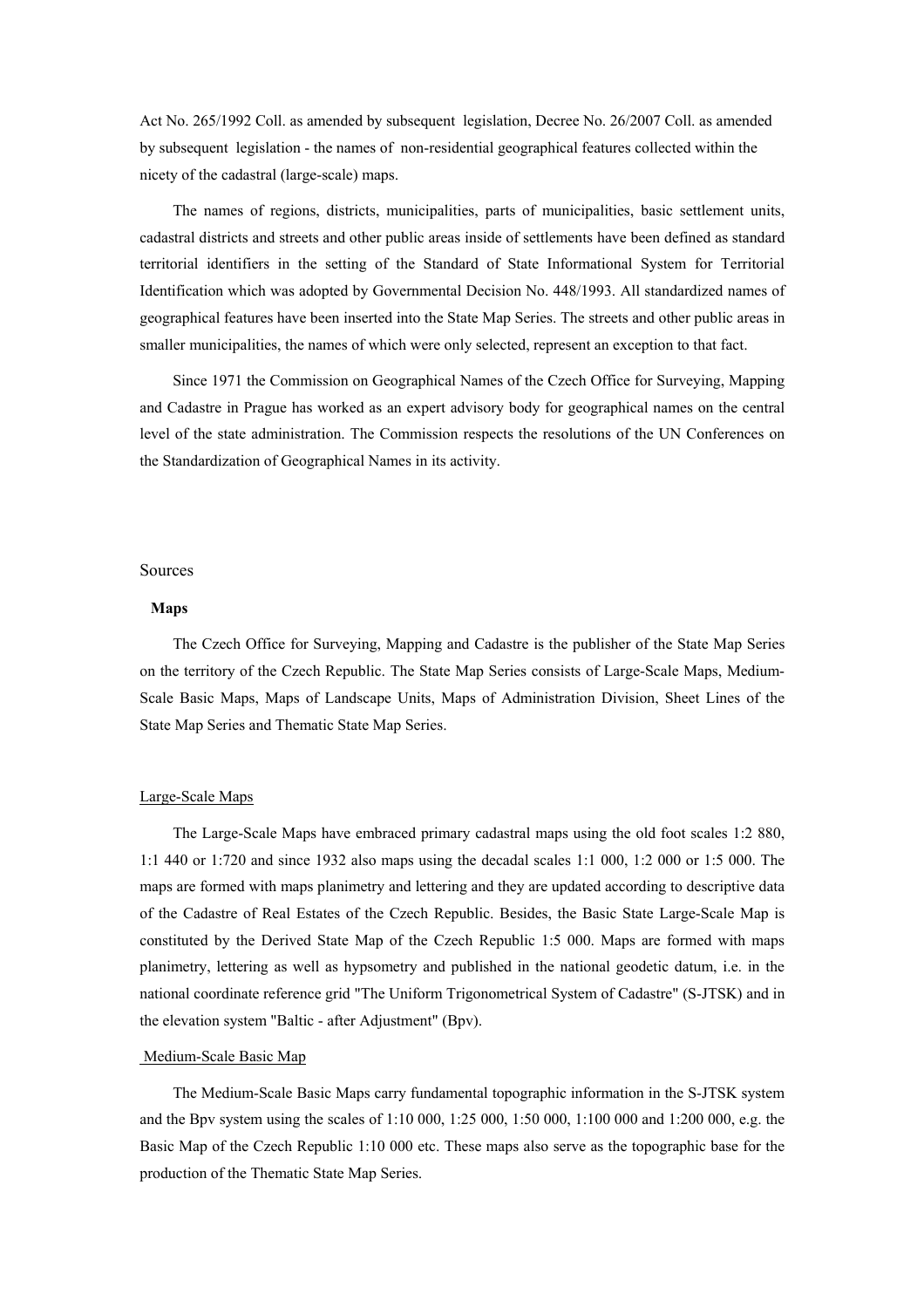Act No. 265/1992 Coll. as amended by subsequent legislation, Decree No. 26/2007 Coll. as amended by subsequent legislation - the names of non-residential geographical features collected within the nicety of the cadastral (large-scale) maps.

The names of regions, districts, municipalities, parts of municipalities, basic settlement units, cadastral districts and streets and other public areas inside of settlements have been defined as standard territorial identifiers in the setting of the Standard of State Informational System for Territorial Identification which was adopted by Governmental Decision No. 448/1993. All standardized names of geographical features have been inserted into the State Map Series. The streets and other public areas in smaller municipalities, the names of which were only selected, represent an exception to that fact.

Since 1971 the Commission on Geographical Names of the Czech Office for Surveying, Mapping and Cadastre in Prague has worked as an expert advisory body for geographical names on the central level of the state administration. The Commission respects the resolutions of the UN Conferences on the Standardization of Geographical Names in its activity.

## Sources

### Maps

The Czech Office for Surveying, Mapping and Cadastre is the publisher of the State Map Series on the territory of the Czech Republic. The State Map Series consists of Large-Scale Maps, Medium-Scale Basic Maps, Maps of Landscape Units, Maps of Administration Division, Sheet Lines of the State Map Series and Thematic State Map Series.

#### Large-Scale Maps

The Large-Scale Maps have embraced primary cadastral maps using the old foot scales 1:2 880, 1:1 440 or 1:720 and since 1932 also maps using the decadal scales 1:1 000, 1:2 000 or 1:5 000. The maps are formed with maps planimetry and lettering and they are updated according to descriptive data of the Cadastre of Real Estates of the Czech Republic. Besides, the Basic State Large-Scale Map is constituted by the Derived State Map of the Czech Republic 1:5 000. Maps are formed with maps planimetry, lettering as well as hypsometry and published in the national geodetic datum, i.e. in the national coordinate reference grid "The Uniform Trigonometrical System of Cadastre" (S-JTSK) and in the elevation system "Baltic - after Adjustment" (Bpv).

#### Medium-Scale Basic Map

The Medium-Scale Basic Maps carry fundamental topographic information in the S-JTSK system and the Bpv system using the scales of 1:10 000, 1:25 000, 1:50 000, 1:100 000 and 1:200 000, e.g. the Basic Map of the Czech Republic 1:10 000 etc. These maps also serve as the topographic base for the production of the Thematic State Map Series.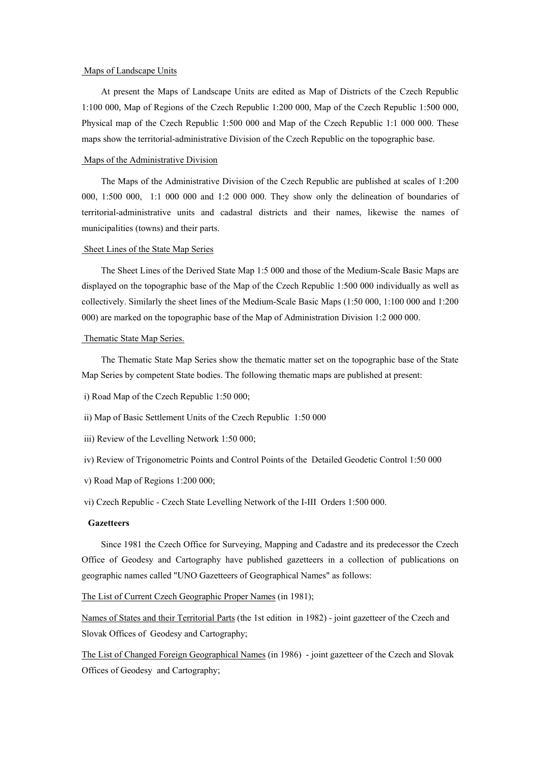Maps of Landscape Units

At present the Maps of Landscape Units are edited as Map of Districts of the Czech Republic 1:100 000, Map of Regions of the Czech Republic 1:200 000, Map of the Czech Republic 1:500 000, Physical map of the Czech Republic 1:500 000 and Map of the Czech Republic 1:1 000 000. These maps show the territorial-administrative Division of the Czech Republic on the topographic base.

Maps of the Administrative Division

The Maps of the Administrative Division of the Czech Republic are published at scales of 1:200 000, 1:500 000, 1:1 000 000 and 1:2 000 000. They show only the delineation of boundaries of territorial-administrative units and cadastral districts and their names, likewise the names of municipalities (towns) and their parts.

Sheet Lines of the State Map Series

The Sheet Lines of the Derived State Map 1:5 000 and those of the Medium-Scale Basic Maps are displayed on the topographic base of the Map of the Czech Republic 1:500 000 individually as well as collectively. Similarly the sheet lines of the Medium-Scale Basic Maps (1:50 000, 1:100 000 and 1:200 000) are marked on the topographic base of the Map of Administration Division 1:2 000 000.

Thematic State Map Series.

The Thematic State Map Series show the thematic matter set on the topographic base of the State Map Series by competent State bodies. The following thematic maps are published at present:

i) Road Map of the Czech Republic 1:50 000;

ii) Map of Basic Settlement Units of the Czech Republic 1:50 000

iii) Review of the Levelling Network 1:50 000;

iv) Review of Trigonometric Points and Control Points of the Detailed Geodetic Control 1:50 000

v) Road Map of Regions 1:200 000;

vi) Czech Republic - Czech State Levelling Network of the I-III Orders 1:500 000.

**Gazetteers**

Since 1981 the Czech Office for Surveying, Mapping and Cadastre and its predecessor the Czech Office of Geodesy and Cartography have published gazetteers in a collection of publications on geographic names called "UNO Gazetteers of Geographical Names" as follows:

The List of Current Czech Geographic Proper Names (in 1981);

Names of States and their Territorial Parts (the 1st edition in 1982) - joint gazetteer of the Czech and Slovak Offices of Geodesy and Cartography;

The List of Changed Foreign Geographical Names (in 1986) - joint gazetteer of the Czech and Slovak Offices of Geodesy and Cartography;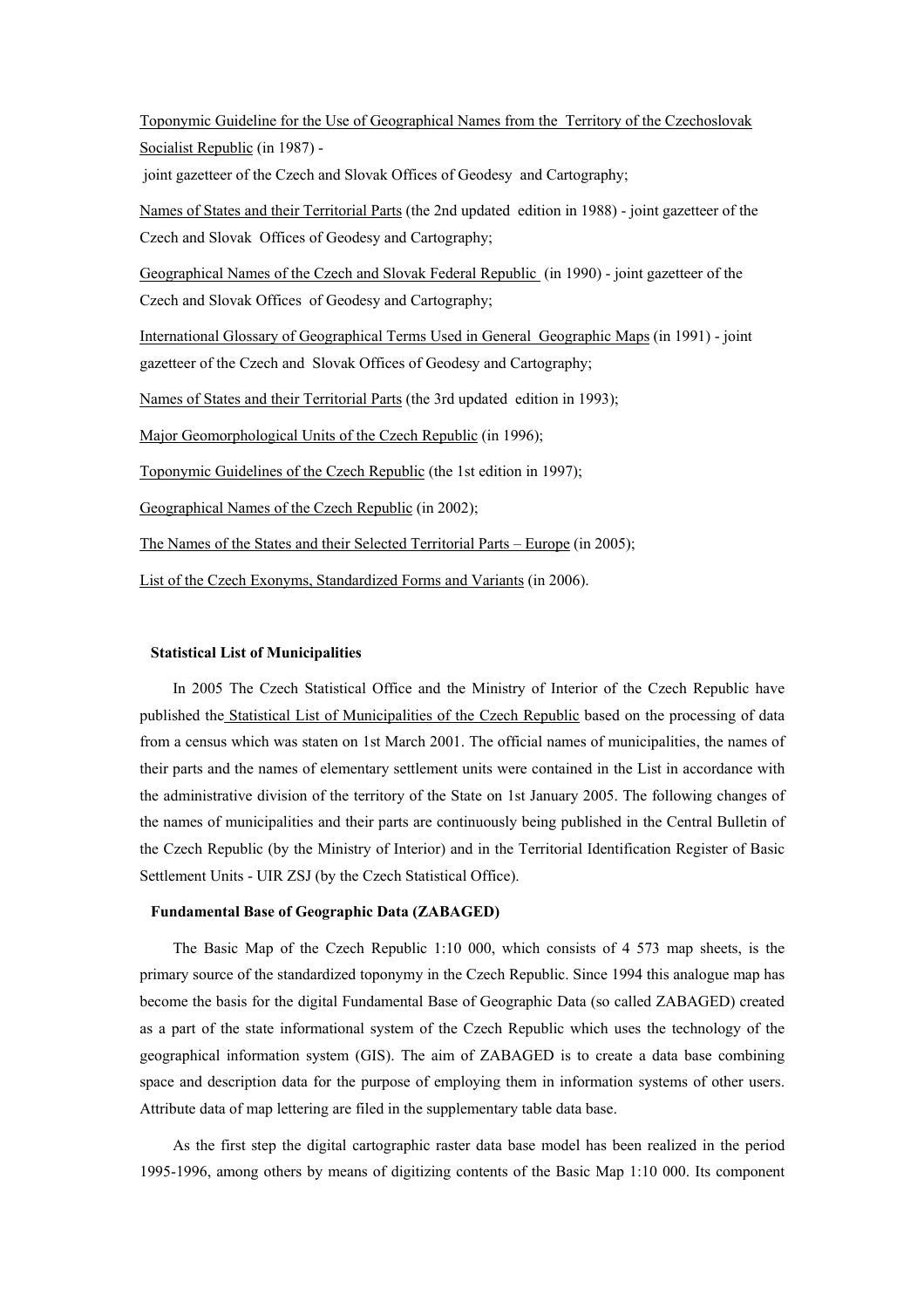Toponymic Guideline for the Use of Geographical Names from the Territory of the Czechoslovak Socialist Republic (in 1987) - joint gazetteer of the Czech and Slovak Offices of Geodesy and Cartography;

Names of States and their Territorial Parts (the 2nd updated edition in 1988) - joint gazetteer of the Czech and Slovak Offices of Geodesy and Cartography;

Geographical Names of the Czech and Slovak Federal Republic (in 1990) - joint gazetteer of the Czech and Slovak Offices of Geodesy and Cartography;

International Glossary of Geographical Terms Used in General Geographic Maps (in 1991) - joint gazetteer of the Czech and Slovak Offices of Geodesy and Cartography;

Names of States and their Territorial Parts (the 3rd updated edition in 1993);

Major Geomorphological Units of the Czech Republic (in 1996);

Toponymic Guidelines of the Czech Republic (the 1st edition in 1997);

Geographical Names of the Czech Republic (in 2002);

The Names of the States and their Selected Territorial Parts – Europe (in 2005);

List of the Czech Exonyms, Standardized Forms and Variants (in 2006).

**Statistical List of Municipalities**

In 2005 The Czech Statistical Office and the Ministry of Interior of the Czech Republic have published the Statistical List of Municipalities of the Czech Republic based on the processing of data from a census which was staten on 1st March 2001. The official names of municipalities, the names of their parts and the names of elementary settlement units were contained in the List in accordance with the administrative division of the territory of the State on 1st January 2005. The following changes of the names of municipalities and their parts are continuously being published in the Central Bulletin of the Czech Republic (by the Ministry of Interior) and in the Territorial Identification Register of Basic Settlement Units - UIR ZSJ (by the Czech Statistical Office).

**Fundamental Base of Geographic Data (ZABAGED)**

The Basic Map of the Czech Republic 1:10 000, which consists of 4 573 map sheets, is the primary source of the standardized toponymy in the Czech Republic. Since 1994 this analogue map has become the basis for the digital Fundamental Base of Geographic Data (so called ZABAGED) created as a part of the state informational system of the Czech Republic which uses the technology of the geographical information system (GIS). The aim of ZABAGED is to create a data base combining space and description data for the purpose of employing them in information systems of other users. Attribute data of map lettering are filed in the supplementary table data base.

As the first step the digital cartographic raster data base model has been realized in the period 1995-1996, among others by means of digitizing contents of the Basic Map 1:10 000. Its component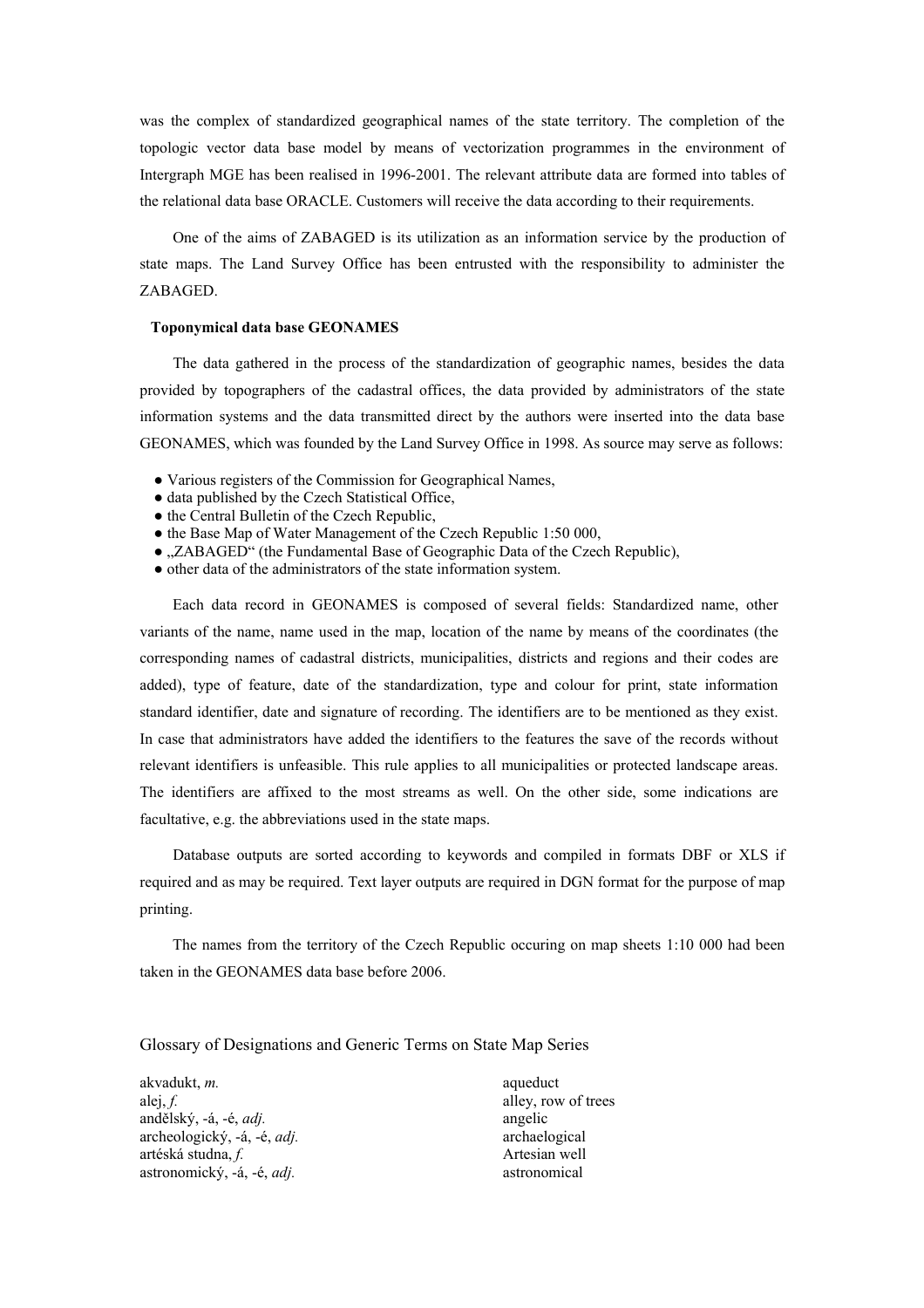was the complex of standardized geographical names of the state territory. The completion of the topologic vector data base model by means of vectorization programmes in the environment of Intergraph MGE has been realised in 1996-2001. The relevant attribute data are formed into tables of the relational data base ORACLE. Customers will receive the data according to their requirements.

One of the aims of ZABAGED is its utilization as an information service by the production of state maps. The Land Survey Office has been entrusted with the responsibility to administer the ZABAGED.

**Toponymical data base GEONAMES**

The data gathered in the process of the standardization of geographic names, besides the data provided by topographers of the cadastral offices, the data provided by administrators of the state information systems and the data transmitted direct by the authors were inserted into the data base GEONAMES, which was founded by the Land Survey Office in 1998. As source may serve as follows:

- Various registers of the Commission for Geographical Names,
- data published by the Czech Statistical Office,
- the Central Bulletin of the Czech Republic,
- the Base Map of Water Management of the Czech Republic 1:50 000,
- „ZABAGED" (the Fundamental Base of Geographic Data of the Czech Republic),
- other data of the administrators of the state information system.

Each data record in GEONAMES is composed of several fields: Standardized name, other variants of the name, name used in the map, location of the name by means of the coordinates (the corresponding names of cadastral districts, municipalities, districts and regions and their codes are added), type of feature, date of the standardization, type and colour for print, state information standard identifier, date and signature of recording. The identifiers are to be mentioned as they exist. In case that administrators have added the identifiers to the features the save of the records without relevant identifiers is unfeasible. This rule applies to all municipalities or protected landscape areas. The identifiers are affixed to the most streams as well. On the other side, some indications are facultative, e.g. the abbreviations used in the state maps.

Database outputs are sorted according to keywords and compiled in formats DBF or XLS if required and as may be required. Text layer outputs are required in DGN format for the purpose of map printing.

The names from the territory of the Czech Republic occuring on map sheets 1:10 000 had been taken in the GEONAMES data base before 2006.

## Glossary of Designations and Generic Terms on State Map Series

| | |
|---|---|
| akvadukt, *m.* | aqueduct |
| alej, *f.* | alley, row of trees |
| andělský, -á, -é, *adj.* | angelic |
| archeologický, -á, -é, *adj.* | archaelogical |
| artéská studna, *f.* | Artesian well |
| astronomický, -á, -é, *adj.* | astronomical |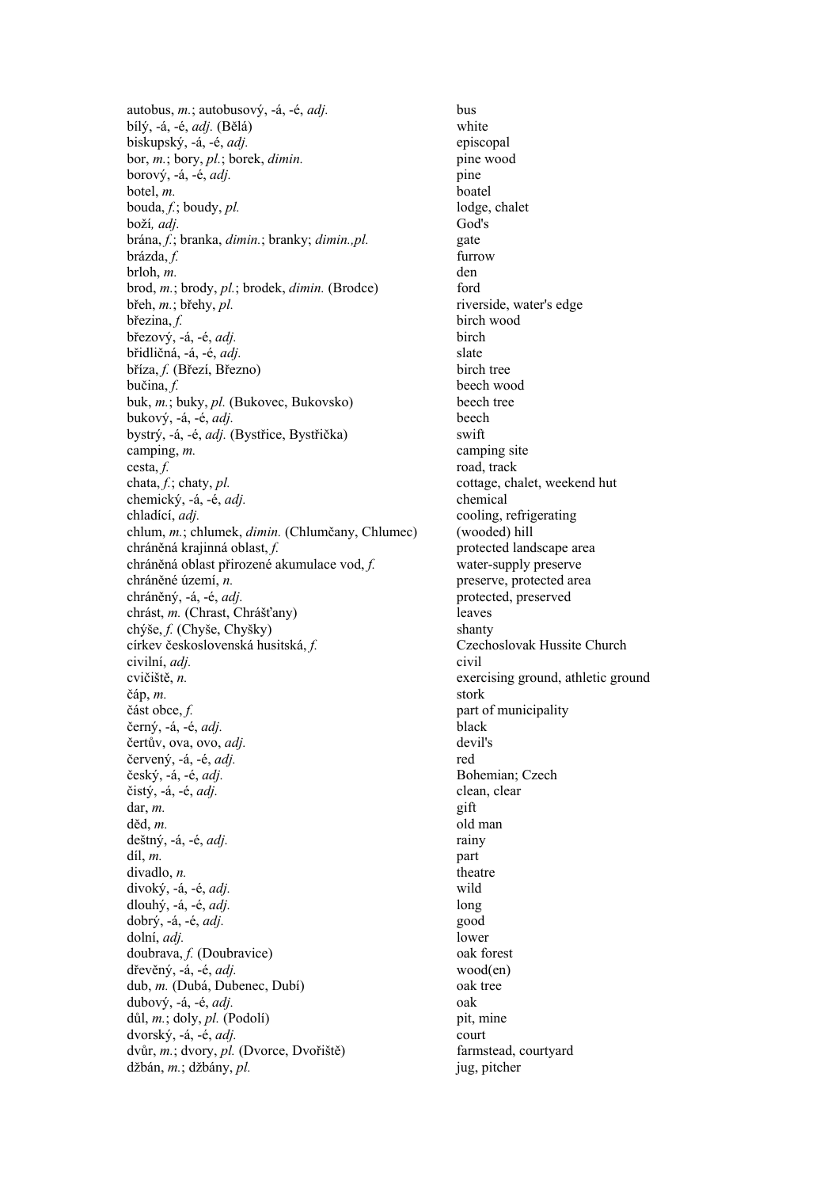| | |
|---|---|
| autobus, *m.*; autobusový, -á, -é, *adj.* | bus |
| bílý, -á, -é, *adj.* (Bělá) | white |
| biskupský, -á, -é, *adj.* | episcopal |
| bor, *m.*; bory, *pl.*; borek, *dimin.* | pine wood |
| borový, -á, -é, *adj.* | pine |
| botel, *m.* | boatel |
| bouda, *f.*; boudy, *pl.* | lodge, chalet |
| boží, *adj.* | God's |
| brána, *f.*; branka, *dimin.*; branky; *dimin.,pl.* | gate |
| brázda, *f.* | furrow |
| brloh, *m.* | den |
| brod, *m.*; brody, *pl.*; brodek, *dimin.* (Brodce) | ford |
| břeh, *m.*; břehy, *pl.* | riverside, water's edge |
| březina, *f.* | birch wood |
| březový, -á, -é, *adj.* | birch |
| břidličná, -á, -é, *adj.* | slate |
| bříza, *f.* (Březí, Březno) | birch tree |
| bučina, *f.* | beech wood |
| buk, *m.*; buky, *pl.* (Bukovec, Bukovsko) | beech tree |
| bukový, -á, -é, *adj.* | beech |
| bystrý, -á, -é, *adj.* (Bystřice, Bystřička) | swift |
| camping, *m.* | camping site |
| cesta, *f.* | road, track |
| chata, *f.*; chaty, *pl.* | cottage, chalet, weekend hut |
| chemický, -á, -é, *adj.* | chemical |
| chladící, *adj.* | cooling, refrigerating |
| chlum, *m.*; chlumek, *dimin.* (Chlumčany, Chlumec) | (wooded) hill |
| chráněná krajinná oblast, *f.* | protected landscape area |
| chráněná oblast přirozené akumulace vod, *f.* | water-supply preserve |
| chráněné území, *n.* | preserve, protected area |
| chráněný, -á, -é, *adj.* | protected, preserved |
| chrást, *m.* (Chrast, Chrášťany) | leaves |
| chýše, *f.* (Chyše, Chyšky) | shanty |
| církev československá husitská, *f.* | Czechoslovak Hussite Church |
| civilní, *adj.* | civil |
| cvičiště, *n.* | exercising ground, athletic ground |
| čáp, *m.* | stork |
| část obce, *f.* | part of municipality |
| černý, -á, -é, *adj.* | black |
| čertův, ova, ovo, *adj.* | devil's |
| červený, -á, -é, *adj.* | red |
| český, -á, -é, *adj.* | Bohemian; Czech |
| čistý, -á, -é, *adj.* | clean, clear |
| dar, *m.* | gift |
| děd, *m.* | old man |
| deštný, -á, -é, *adj.* | rainy |
| díl, *m.* | part |
| divadlo, *n.* | theatre |
| divoký, -á, -é, *adj.* | wild |
| dlouhý, -á, -é, *adj.* | long |
| dobrý, -á, -é, *adj.* | good |
| dolní, *adj.* | lower |
| doubrava, *f.* (Doubravice) | oak forest |
| dřevěný, -á, -é, *adj.* | wood(en) |
| dub, *m.* (Dubá, Dubenec, Dubí) | oak tree |
| dubový, -á, -é, *adj.* | oak |
| důl, *m.*; doly, *pl.* (Podolí) | pit, mine |
| dvorský, -á, -é, *adj.* | court |
| dvůr, *m.*; dvory, *pl.* (Dvorce, Dvořiště) | farmstead, courtyard |
| džbán, *m.*; džbány, *pl.* | jug, pitcher |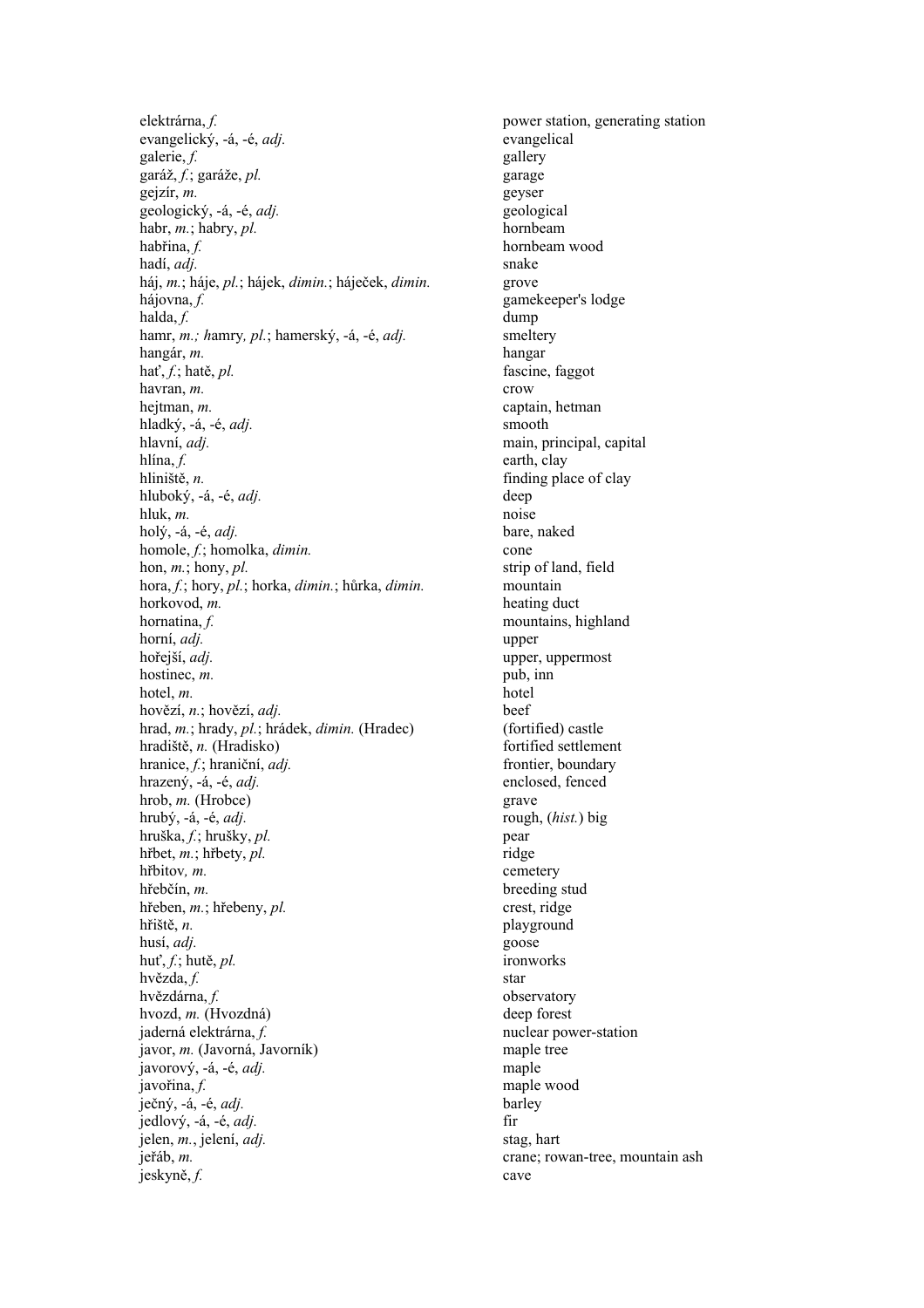| | |
|---|---|
| elektrárna, *f.* | power station, generating station |
| evangelický, -á, -é, *adj.* | evangelical |
| galerie, *f.* | gallery |
| garáž, *f.*; garáže, *pl.* | garage |
| gejzír, *m.* | geyser |
| geologický, -á, -é, *adj.* | geological |
| habr, *m.*; habry, *pl.* | hornbeam |
| habřina, *f.* | hornbeam wood |
| hadí, *adj.* | snake |
| háj, *m.*; háje, *pl.*; hájek, *dimin.*; háječek, *dimin.* | grove |
| hájovna, *f.* | gamekeeper's lodge |
| halda, *f.* | dump |
| hamr, *m.; h*amry*, pl.*; hamerský, -á, -é, *adj.* | smeltery |
| hangár, *m.* | hangar |
| hať, *f.*; hatě, *pl.* | fascine, faggot |
| havran, *m.* | crow |
| hejtman, *m.* | captain, hetman |
| hladký, -á, -é, *adj.* | smooth |
| hlavní, *adj.* | main, principal, capital |
| hlína, *f.* | earth, clay |
| hliniště, *n.* | finding place of clay |
| hluboký, -á, -é, *adj.* | deep |
| hluk, *m.* | noise |
| holý, -á, -é, *adj.* | bare, naked |
| homole, *f.*; homolka, *dimin.* | cone |
| hon, *m.*; hony, *pl.* | strip of land, field |
| hora, *f.*; hory, *pl.*; horka, *dimin.*; hůrka, *dimin.* | mountain |
| horkovod, *m.* | heating duct |
| hornatina, *f.* | mountains, highland |
| horní, *adj.* | upper |
| hořejší, *adj.* | upper, uppermost |
| hostinec, *m.* | pub, inn |
| hotel, *m.* | hotel |
| hovězí, *n.*; hovězí, *adj.* | beef |
| hrad, *m.*; hrady, *pl.*; hrádek, *dimin.* (Hradec) | (fortified) castle |
| hradiště, *n.* (Hradisko) | fortified settlement |
| hranice, *f.*; hraniční, *adj.* | frontier, boundary |
| hrazený, -á, -é, *adj.* | enclosed, fenced |
| hrob, *m.* (Hrobce) | grave |
| hrubý, -á, -é, *adj.* | rough, (*hist.*) big |
| hruška, *f.*; hrušky, *pl.* | pear |
| hřbet, *m.*; hřbety, *pl.* | ridge |
| hřbitov*, m.* | cemetery |
| hřebčín, *m.* | breeding stud |
| hřeben, *m.*; hřebeny, *pl.* | crest, ridge |
| hřiště, *n.* | playground |
| husí, *adj.* | goose |
| huť, *f.*; hutě, *pl.* | ironworks |
| hvězda, *f.* | star |
| hvězdárna, *f.* | observatory |
| hvozd, *m.* (Hvozdná) | deep forest |
| jaderná elektrárna, *f.* | nuclear power-station |
| javor, *m.* (Javorná, Javorník) | maple tree |
| javorový, -á, -é, *adj.* | maple |
| javořina, *f.* | maple wood |
| ječný, -á, -é, *adj.* | barley |
| jedlový, -á, -é, *adj.* | fir |
| jelen, *m.*, jelení, *adj.* | stag, hart |
| jeřáb, *m.* | crane; rowan-tree, mountain ash |
| jeskyně, *f.* | cave |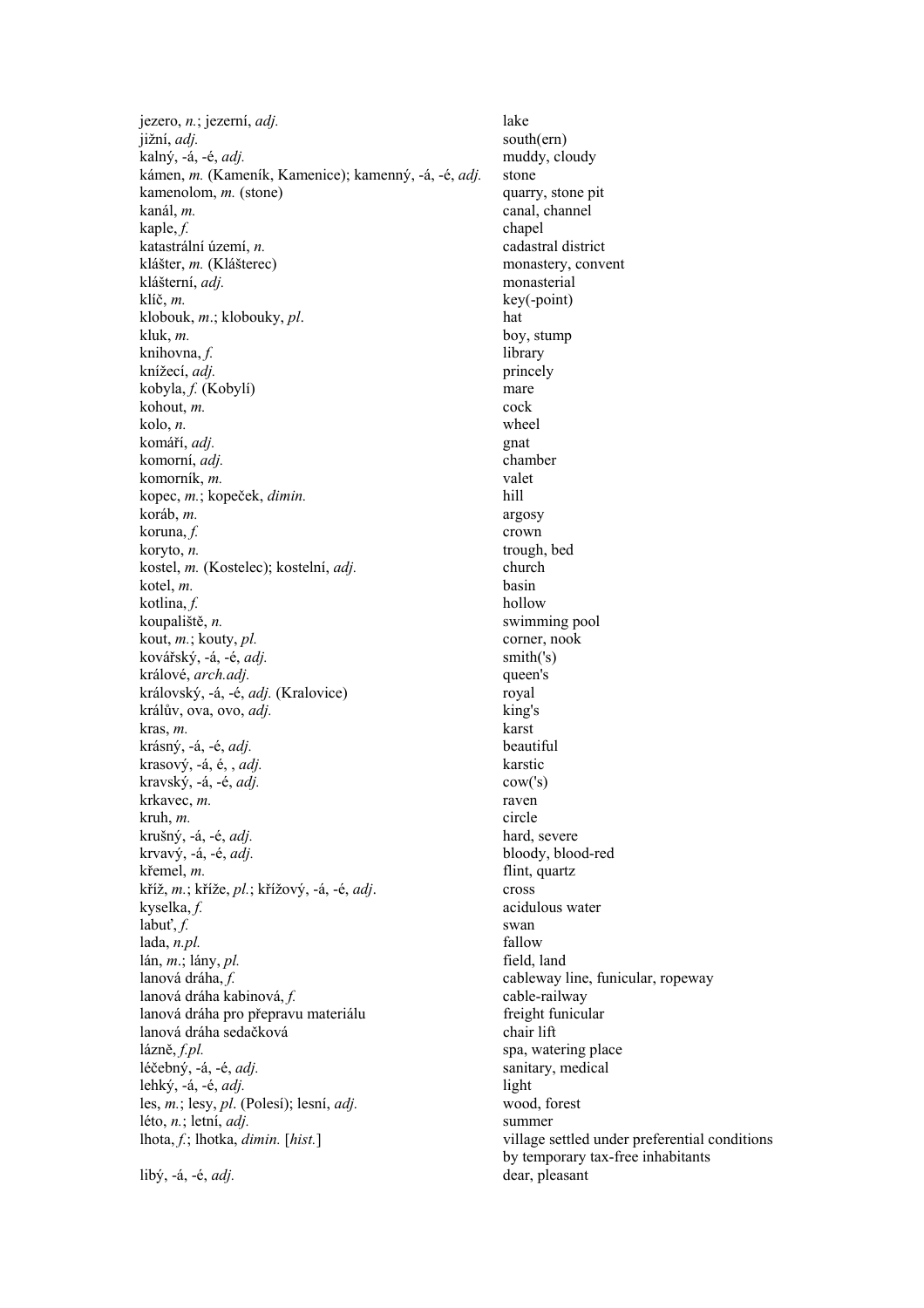| | |
|---|---|
| jezero, *n.*; jezerní, *adj.* | lake |
| jižní, *adj.* | south(ern) |
| kalný, -á, -é, *adj.* | muddy, cloudy |
| kámen, *m.* (Kameník, Kamenice); kamenný, -á, -é, *adj.* | stone |
| kamenolom, *m.* (stone) | quarry, stone pit |
| kanál, *m.* | canal, channel |
| kaple, *f.* | chapel |
| katastrální území, *n.* | cadastral district |
| klášter, *m.* (Klášterec) | monastery, convent |
| klášterní, *adj.* | monasterial |
| klíč, *m.* | key(-point) |
| klobouk, *m.*; klobouky, *pl*. | hat |
| kluk, *m.* | boy, stump |
| knihovna, *f.* | library |
| knížecí, *adj.* | princely |
| kobyla, *f.* (Kobylí) | mare |
| kohout, *m.* | cock |
| kolo, *n.* | wheel |
| komáří, *adj.* | gnat |
| komorní, *adj.* | chamber |
| komorník, *m.* | valet |
| kopec, *m.*; kopeček, *dimin.* | hill |
| koráb, *m.* | argosy |
| koruna, *f.* | crown |
| koryto, *n.* | trough, bed |
| kostel, *m.* (Kostelec); kostelní, *adj.* | church |
| kotel, *m.* | basin |
| kotlina, *f.* | hollow |
| koupaliště, *n.* | swimming pool |
| kout, *m.*; kouty, *pl.* | corner, nook |
| kovářský, -á, -é, *adj.* | smith('s) |
| králové, *arch.adj.* | queen's |
| královský, -á, -é, *adj.* (Kralovice) | royal |
| králův, ova, ovo, *adj.* | king's |
| kras, *m.* | karst |
| krásný, -á, -é, *adj.* | beautiful |
| krasový, -á, é, , *adj.* | karstic |
| kravský, -á, -é, *adj.* | cow('s) |
| krkavec, *m.* | raven |
| kruh, *m.* | circle |
| krušný, -á, -é, *adj.* | hard, severe |
| krvavý, -á, -é, *adj.* | bloody, blood-red |
| křemel, *m.* | flint, quartz |
| kříž, *m.*; kříže, *pl.*; křížový, -á, -é, *adj*. | cross |
| kyselka, *f.* | acidulous water |
| labuť, *f.* | swan |
| lada, *n.pl.* | fallow |
| lán, *m.*; lány, *pl.* | field, land |
| lanová dráha, *f.* | cableway line, funicular, ropeway |
| lanová dráha kabinová, *f.* | cable-railway |
| lanová dráha pro přepravu materiálu | freight funicular |
| lanová dráha sedačková | chair lift |
| lázně, *f.pl.* | spa, watering place |
| léčebný, -á, -é, *adj.* | sanitary, medical |
| lehký, -á, -é, *adj.* | light |
| les, *m.*; lesy, *pl*. (Polesí); lesní, *adj.* | wood, forest |
| léto, *n.*; letní, *adj.* | summer |
| lhota, *f.*; lhotka, *dimin.* [*hist.*] | village settled under preferential conditions by temporary tax-free inhabitants |
| libý, -á, -é, *adj.* | dear, pleasant |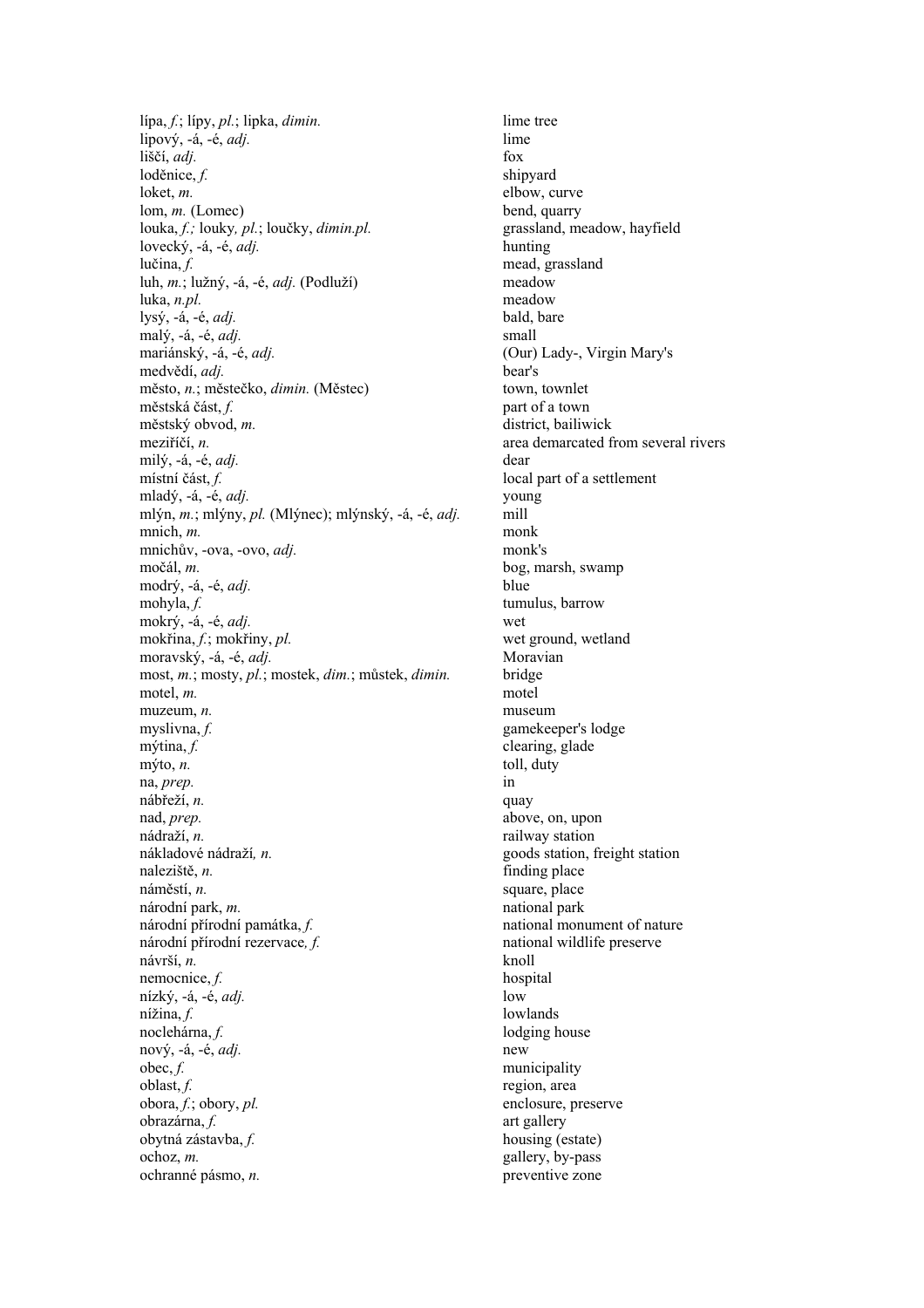| | |
|---|---|
| lípa, *f.*; lípy, *pl.*; lipka, *dimin.* | lime tree |
| lipový, -á, -é, *adj.* | lime |
| liščí, *adj.* | fox |
| loděnice, *f.* | shipyard |
| loket, *m.* | elbow, curve |
| lom, *m.* (Lomec) | bend, quarry |
| louka, *f.;* louky*, pl.*; loučky, *dimin.pl.* | grassland, meadow, hayfield |
| lovecký, -á, -é, *adj.* | hunting |
| lučina, *f.* | mead, grassland |
| luh, *m.*; lužný, -á, -é, *adj.* (Podluží) | meadow |
| luka, *n.pl.* | meadow |
| lysý, -á, -é, *adj.* | bald, bare |
| malý, -á, -é, *adj.* | small |
| mariánský, -á, -é, *adj.* | (Our) Lady-, Virgin Mary's |
| medvědí, *adj.* | bear's |
| město, *n.*; městečko, *dimin.* (Městec) | town, townlet |
| městská část, *f.* | part of a town |
| městský obvod, *m.* | district, bailiwick |
| meziříčí, *n.* | area demarcated from several rivers |
| milý, -á, -é, *adj.* | dear |
| místní část, *f.* | local part of a settlement |
| mladý, -á, -é, *adj.* | young |
| mlýn, *m.*; mlýny, *pl.* (Mlýnec); mlýnský, -á, -é, *adj.* | mill |
| mnich, *m.* | monk |
| mnichův, -ova, -ovo, *adj.* | monk's |
| močál, *m.* | bog, marsh, swamp |
| modrý, -á, -é, *adj.* | blue |
| mohyla, *f.* | tumulus, barrow |
| mokrý, -á, -é, *adj.* | wet |
| mokřina, *f.*; mokřiny, *pl.* | wet ground, wetland |
| moravský, -á, -é, *adj.* | Moravian |
| most, *m.*; mosty, *pl.*; mostek, *dim.*; můstek, *dimin.* | bridge |
| motel, *m.* | motel |
| muzeum, *n.* | museum |
| myslivna, *f.* | gamekeeper's lodge |
| mýtina, *f.* | clearing, glade |
| mýto, *n.* | toll, duty |
| na, *prep.* | in |
| nábřeží, *n.* | quay |
| nad, *prep.* | above, on, upon |
| nádraží, *n.* | railway station |
| nákladové nádraží*, n.* | goods station, freight station |
| naleziště, *n.* | finding place |
| náměstí, *n.* | square, place |
| národní park, *m.* | national park |
| národní přírodní památka, *f.* | national monument of nature |
| národní přírodní rezervace*, f.* | national wildlife preserve |
| návrší, *n.* | knoll |
| nemocnice, *f.* | hospital |
| nízký, -á, -é, *adj.* | low |
| nížina, *f.* | lowlands |
| noclehárna, *f.* | lodging house |
| nový, -á, -é, *adj.* | new |
| obec, *f.* | municipality |
| oblast, *f.* | region, area |
| obora, *f.*; obory, *pl.* | enclosure, preserve |
| obrazárna, *f.* | art gallery |
| obytná zástavba, *f.* | housing (estate) |
| ochoz, *m.* | gallery, by-pass |
| ochranné pásmo, *n.* | preventive zone |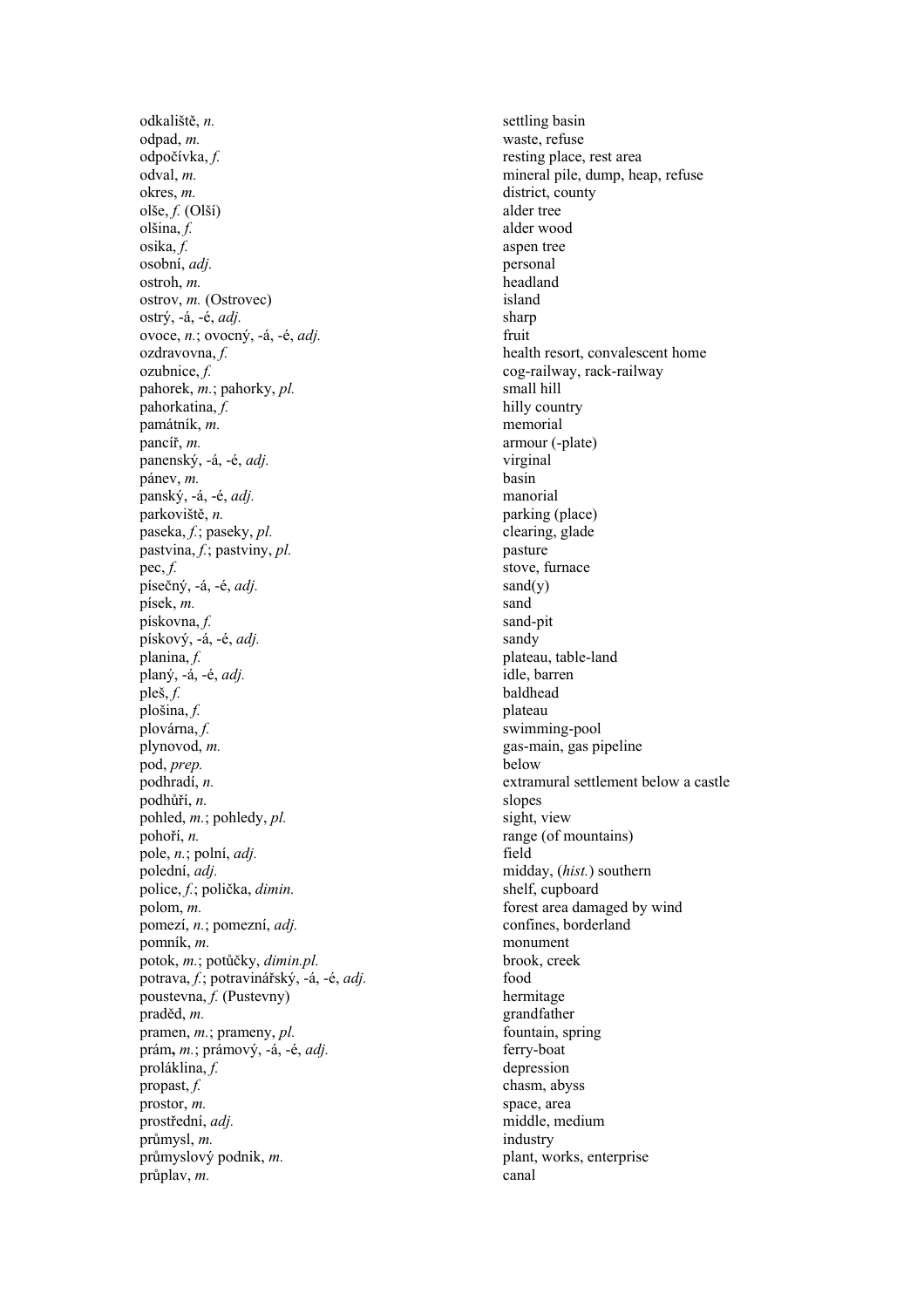| | |
|---|---|
| odkaliště, *n.* | settling basin |
| odpad, *m.* | waste, refuse |
| odpočívka, *f.* | resting place, rest area |
| odval, *m.* | mineral pile, dump, heap, refuse |
| okres, *m.* | district, county |
| olše, *f.* (Olší) | alder tree |
| olšina, *f.* | alder wood |
| osika, *f.* | aspen tree |
| osobní, *adj.* | personal |
| ostroh, *m.* | headland |
| ostrov, *m.* (Ostrovec) | island |
| ostrý, -á, -é, *adj.* | sharp |
| ovoce, *n.*; ovocný, -á, -é, *adj.* | fruit |
| ozdravovna, *f.* | health resort, convalescent home |
| ozubnice, *f.* | cog-railway, rack-railway |
| pahorek, *m.*; pahorky, *pl.* | small hill |
| pahorkatina, *f.* | hilly country |
| památník, *m.* | memorial |
| pancíř, *m.* | armour (-plate) |
| panenský, -á, -é, *adj.* | virginal |
| pánev, *m.* | basin |
| panský, -á, -é, *adj.* | manorial |
| parkoviště, *n.* | parking (place) |
| paseka, *f.*; paseky, *pl.* | clearing, glade |
| pastvina, *f.*; pastviny, *pl.* | pasture |
| pec, *f.* | stove, furnace |
| písečný, -á, -é, *adj.* | sand(y) |
| písek, *m.* | sand |
| pískovna, *f.* | sand-pit |
| pískový, -á, -é, *adj.* | sandy |
| planina, *f.* | plateau, table-land |
| planý, -á, -é, *adj.* | idle, barren |
| pleš, *f.* | baldhead |
| plošina, *f.* | plateau |
| plovárna, *f.* | swimming-pool |
| plynovod, *m.* | gas-main, gas pipeline |
| pod, *prep.* | below |
| podhradí, *n.* | extramural settlement below a castle |
| podhůří, *n.* | slopes |
| pohled, *m.*; pohledy, *pl.* | sight, view |
| pohoří, *n.* | range (of mountains) |
| pole, *n.*; polní, *adj.* | field |
| polední, *adj.* | midday, (*hist.*) southern |
| police, *f.*; polička, *dimin.* | shelf, cupboard |
| polom, *m.* | forest area damaged by wind |
| pomezí, *n.*; pomezní, *adj.* | confines, borderland |
| pomník, *m.* | monument |
| potok, *m.*; potůčky, *dimin.pl.* | brook, creek |
| potrava, *f.*; potravinářský, -á, -é, *adj.* | food |
| poustevna, *f.* (Pustevny) | hermitage |
| praděd, *m.* | grandfather |
| pramen, *m.*; prameny, *pl.* | fountain, spring |
| prám, *m.*; prámový, -á, -é, *adj.* | ferry-boat |
| proláklina, *f.* | depression |
| propast, *f.* | chasm, abyss |
| prostor, *m.* | space, area |
| prostřední, *adj.* | middle, medium |
| průmysl, *m.* | industry |
| průmyslový podnik, *m.* | plant, works, enterprise |
| průplav, *m.* | canal |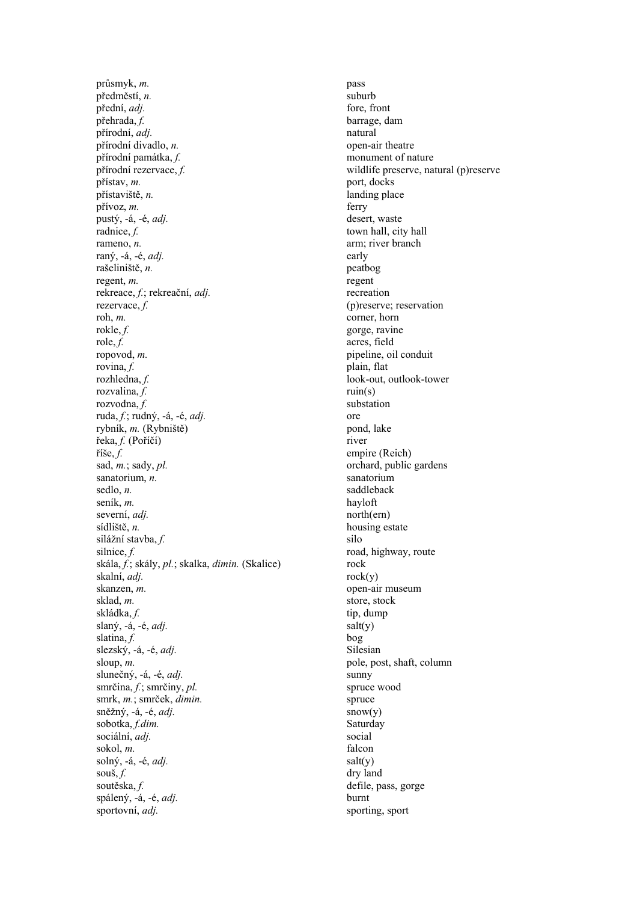| | |
|---|---|
| průsmyk, *m.* | pass |
| předměstí, *n.* | suburb |
| přední, *adj.* | fore, front |
| přehrada, *f.* | barrage, dam |
| přírodní, *adj.* | natural |
| přírodní divadlo, *n.* | open-air theatre |
| přírodní památka, *f.* | monument of nature |
| přírodní rezervace, *f.* | wildlife preserve, natural (p)reserve |
| přístav, *m.* | port, docks |
| přístaviště, *n.* | landing place |
| přívoz, *m.* | ferry |
| pustý, -á, -é, *adj.* | desert, waste |
| radnice, *f.* | town hall, city hall |
| rameno, *n.* | arm; river branch |
| raný, -á, -é, *adj.* | early |
| rašeliniště, *n.* | peatbog |
| regent, *m.* | regent |
| rekreace, *f.*; rekreační, *adj.* | recreation |
| rezervace, *f.* | (p)reserve; reservation |
| roh, *m.* | corner, horn |
| rokle, *f.* | gorge, ravine |
| role, *f.* | acres, field |
| ropovod, *m.* | pipeline, oil conduit |
| rovina, *f.* | plain, flat |
| rozhledna, *f.* | look-out, outlook-tower |
| rozvalina, *f.* | ruin(s) |
| rozvodna, *f.* | substation |
| ruda, *f.*; rudný, -á, -é, *adj.* | ore |
| rybník, *m.* (Rybniště) | pond, lake |
| řeka, *f.* (Poříčí) | river |
| říše, *f.* | empire (Reich) |
| sad, *m.*; sady, *pl.* | orchard, public gardens |
| sanatorium, *n.* | sanatorium |
| sedlo, *n.* | saddleback |
| seník, *m.* | hayloft |
| severní, *adj.* | north(ern) |
| sídliště, *n.* | housing estate |
| silážní stavba, *f.* | silo |
| silnice, *f.* | road, highway, route |
| skála, *f.*; skály, *pl.*; skalka, *dimin.* (Skalice) | rock |
| skalní, *adj.* | rock(y) |
| skanzen, *m.* | open-air museum |
| sklad, *m.* | store, stock |
| skládka, *f.* | tip, dump |
| slaný, -á, -é, *adj.* | salt(y) |
| slatina, *f.* | bog |
| slezský, -á, -é, *adj.* | Silesian |
| sloup, *m.* | pole, post, shaft, column |
| slunečný, -á, -é, *adj.* | sunny |
| smrčina, *f.*; smrčiny, *pl.* | spruce wood |
| smrk, *m.*; smrček, *dimin.* | spruce |
| sněžný, -á, -é, *adj.* | snow(y) |
| sobotka, *f.dim.* | Saturday |
| sociální, *adj.* | social |
| sokol, *m.* | falcon |
| solný, -á, -é, *adj.* | salt(y) |
| souš, *f.* | dry land |
| soutěska, *f.* | defile, pass, gorge |
| spálený, -á, -é, *adj.* | burnt |
| sportovní, *adj.* | sporting, sport |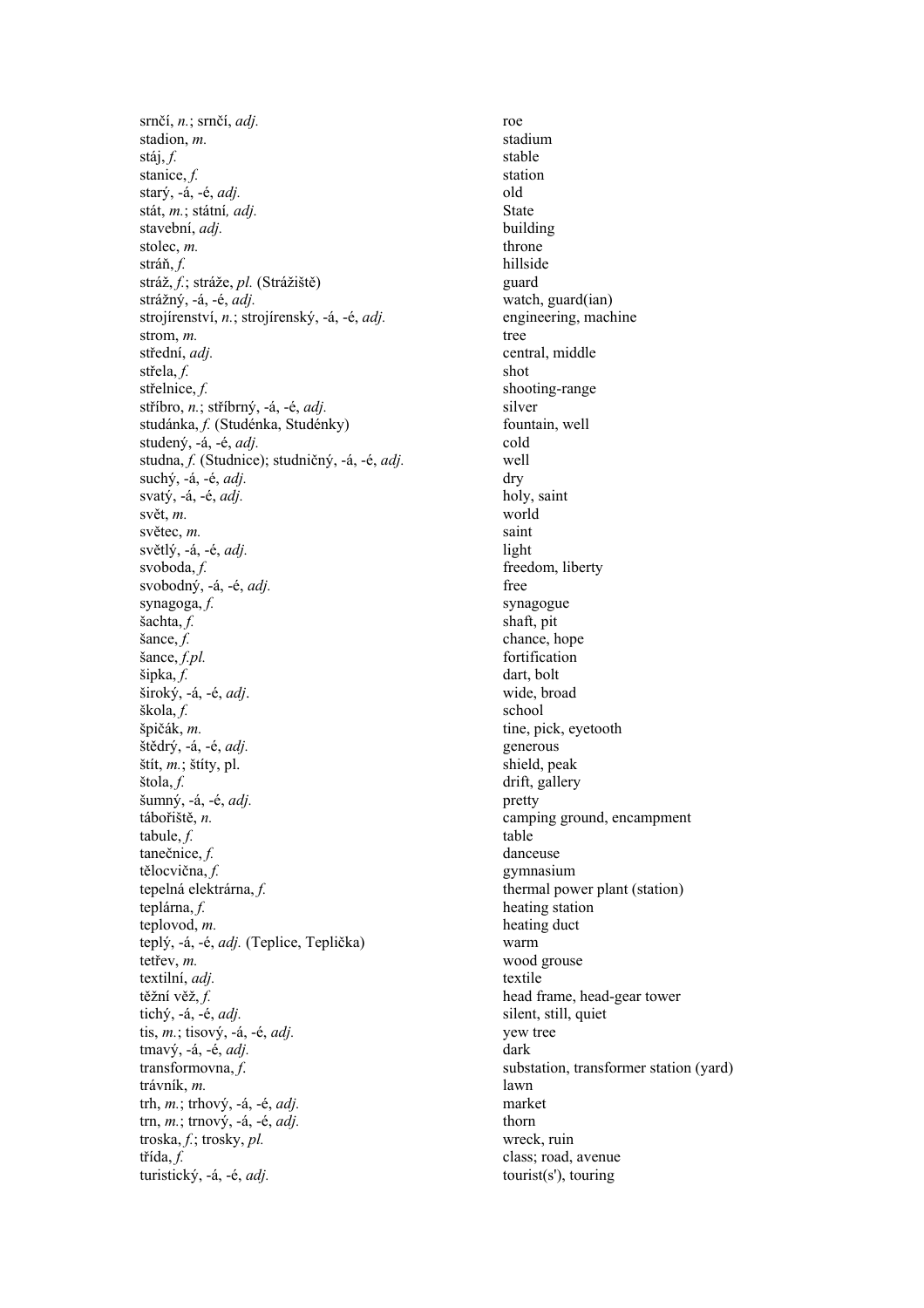| | |
|---|---|
| srnčí, *n.*; srnčí, *adj.* | roe |
| stadion, *m.* | stadium |
| stáj, *f.* | stable |
| stanice, *f.* | station |
| starý, -á, -é, *adj.* | old |
| stát, *m.*; státní*, adj.* | State |
| stavební, *adj.* | building |
| stolec, *m.* | throne |
| stráň, *f.* | hillside |
| stráž, *f.*; stráže, *pl.* (Strážiště) | guard |
| strážný, -á, -é, *adj.* | watch, guard(ian) |
| strojírenství, *n.*; strojírenský, -á, -é, *adj.* | engineering, machine |
| strom, *m.* | tree |
| střední, *adj.* | central, middle |
| střela, *f.* | shot |
| střelnice, *f.* | shooting-range |
| stříbro, *n.*; stříbrný, -á, -é, *adj.* | silver |
| studánka, *f.* (Studénka, Studénky) | fountain, well |
| studený, -á, -é, *adj.* | cold |
| studna, *f.* (Studnice); studničný, -á, -é, *adj.* | well |
| suchý, -á, -é, *adj.* | dry |
| svatý, -á, -é, *adj.* | holy, saint |
| svět, *m.* | world |
| světec, *m.* | saint |
| světlý, -á, -é, *adj.* | light |
| svoboda, *f.* | freedom, liberty |
| svobodný, -á, -é, *adj.* | free |
| synagoga, *f.* | synagogue |
| šachta, *f.* | shaft, pit |
| šance, *f.* | chance, hope |
| šance, *f.pl.* | fortification |
| šipka, *f.* | dart, bolt |
| široký, -á, -é, *adj*. | wide, broad |
| škola, *f.* | school |
| špičák, *m.* | tine, pick, eyetooth |
| štědrý, -á, -é, *adj.* | generous |
| štít, *m.*; štíty, pl. | shield, peak |
| štola, *f.* | drift, gallery |
| šumný, -á, -é, *adj.* | pretty |
| tábořiště, *n.* | camping ground, encampment |
| tabule, *f.* | table |
| tanečnice, *f.* | danceuse |
| tělocvična, *f.* | gymnasium |
| tepelná elektrárna, *f.* | thermal power plant (station) |
| teplárna, *f.* | heating station |
| teplovod, *m.* | heating duct |
| teplý, -á, -é, *adj.* (Teplice, Teplička) | warm |
| tetřev, *m.* | wood grouse |
| textilní, *adj.* | textile |
| těžní věž, *f.* | head frame, head-gear tower |
| tichý, -á, -é, *adj.* | silent, still, quiet |
| tis, *m.*; tisový, -á, -é, *adj.* | yew tree |
| tmavý, -á, -é, *adj.* | dark |
| transformovna, *f.* | substation, transformer station (yard) |
| trávník, *m.* | lawn |
| trh, *m.*; trhový, -á, -é, *adj.* | market |
| trn, *m.*; trnový, -á, -é, *adj.* | thorn |
| troska, *f.*; trosky, *pl.* | wreck, ruin |
| třída, *f.* | class; road, avenue |
| turistický, -á, -é, *adj.* | tourist(s'), touring |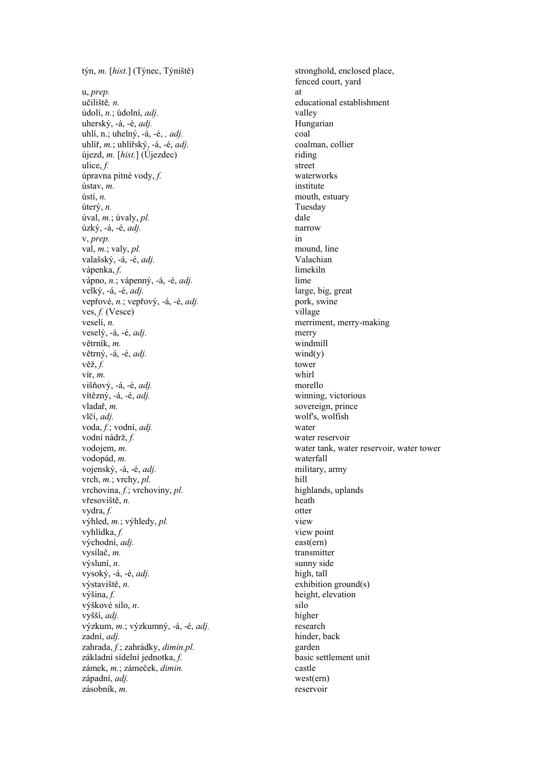| | |
|---|---|
| týn, *m.* [*hist.*] (Týnec, Týniště) | stronghold, enclosed place, fenced court, yard |
| u, *prep.* | at |
| učiliště, *n.* | educational establishment |
| údolí, *n.*; údolní, *adj.* | valley |
| uherský, -á, -é, *adj.* | Hungarian |
| uhlí, n.; uhelný, -á, -é, *, adj.* | coal |
| uhlíř, *m.*; uhlířský, -á, -é, *adj.* | coalman, collier |
| újezd, *m.* [*hist.*] (Újezdec) | riding |
| ulice, *f.* | street |
| úpravna pitné vody, *f.* | waterworks |
| ústav, *m.* | institute |
| ústí, *n.* | mouth, estuary |
| úterý, *n.* | Tuesday |
| úval, *m.*; úvaly, *pl.* | dale |
| úzký, -á, -é, *adj.* | narrow |
| v, *prep.* | in |
| val, *m.*; valy, *pl.* | mound, line |
| valašský, -á, -é, *adj.* | Valachian |
| vápenka, *f.* | limekiln |
| vápno, *n.*; vápenný, -á, -é, *adj.* | lime |
| velký, -á, -é, *adj.* | large, big, great |
| vepřové, *n.*; vepřový, -á, -é, *adj.* | pork, swine |
| ves, *f.* (Vesce) | village |
| veselí, *n.* | merriment, merry-making |
| veselý, -á, -é, *adj.* | merry |
| větrník, *m.* | windmill |
| větrný, -á, -é, *adj.* | wind(y) |
| věž, *f.* | tower |
| vír, *m.* | whirl |
| višňový, -á, -é, *adj.* | morello |
| vítězný, -á, -é, *adj.* | winning, victorious |
| vladař, *m.* | sovereign, prince |
| vlčí, *adj.* | wolf's, wolfish |
| voda, *f.*; vodní, *adj.* | water |
| vodní nádrž, *f.* | water reservoir |
| vodojem, *m.* | water tank, water reservoir, water tower |
| vodopád, *m.* | waterfall |
| vojenský, -á, -é, *adj.* | military, army |
| vrch, *m.*; vrchy, *pl.* | hill |
| vrchovina, *f.*; vrchoviny, *pl.* | highlands, uplands |
| vřesoviště, *n.* | heath |
| vydra, *f.* | otter |
| výhled, *m.*; výhledy, *pl.* | view |
| vyhlídka, *f.* | view point |
| východní, *adj.* | east(ern) |
| vysílač, *m.* | transmitter |
| výsluní, *n*. | sunny side |
| vysoký, -á, -é, *adj.* | high, tall |
| výstaviště, *n.* | exhibition ground(s) |
| výšina, *f.* | height, elevation |
| výškové silo, *n*. | silo |
| vyšší, *adj.* | higher |
| výzkum, *m.*; výzkumný, -á, -é, *adj.* | research |
| zadní, *adj.* | hinder, back |
| zahrada, *f.*; zahrádky, *dimin.pl.* | garden |
| základní sídelní jednotka, *f.* | basic settlement unit |
| zámek, *m.*; zámeček, *dimin.* | castle |
| západní, *adj.* | west(ern) |
| zásobník, *m.* | reservoir |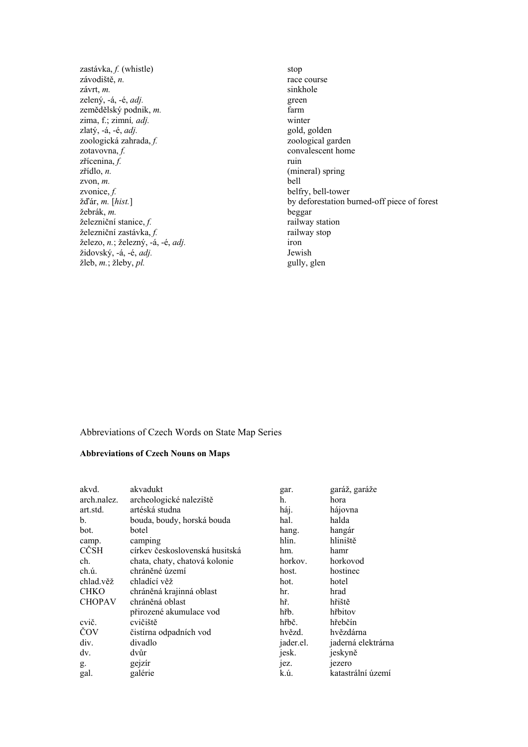| | |
|---|---|
| zastávka, *f.* (whistle) | stop |
| závodiště, *n.* | race course |
| závrt, *m.* | sinkhole |
| zelený, -á, -é, *adj.* | green |
| zemědělský podnik, *m.* | farm |
| zima, f.; zimní*, adj.* | winter |
| zlatý, -á, -é, *adj.* | gold, golden |
| zoologická zahrada, *f.* | zoological garden |
| zotavovna, *f.* | convalescent home |
| zřícenina, *f.* | ruin |
| zřídlo, *n.* | (mineral) spring |
| zvon, *m.* | bell |
| zvonice, *f.* | belfry, bell-tower |
| žďár, *m.* [*hist.*] | by deforestation burned-off piece of forest |
| žebrák, *m.* | beggar |
| železniční stanice, *f.* | railway station |
| železniční zastávka, *f.* | railway stop |
| železo, *n.*; železný, -á, -é, *adj.* | iron |
| židovský, -á, -é, *adj.* | Jewish |
| žleb, *m.*; žleby, *pl.* | gully, glen |

## Abbreviations of Czech Words on State Map Series

### Abbreviations of Czech Nouns on Maps

| | | | |
|---|---|---|---|
| akvd. | akvadukt | gar. | garáž, garáže |
| arch.nalez. | archeologické naleziště | h. | hora |
| art.std. | artéská studna | háj. | hájovna |
| b. | bouda, boudy, horská bouda | hal. | halda |
| bot. | botel | hang. | hangár |
| camp. | camping | hlin. | hliniště |
| CČSH | církev československá husitská | hm. | hamr |
| ch. | chata, chaty, chatová kolonie | horkov. | horkovod |
| ch.ú. | chráněné území | host. | hostinec |
| chlad.věž | chladící věž | hot. | hotel |
| CHKO | chráněná krajinná oblast | hr. | hrad |
| CHOPAV | chráněná oblast přirozené akumulace vod | hř. | hřiště |
| | | hřb. | hřbitov |
| cvič. | cvičiště | hřbč. | hřebčín |
| ČOV | čistírna odpadních vod | hvězd. | hvězdárna |
| div. | divadlo | jader.el. | jaderná elektrárna |
| dv. | dvůr | jesk. | jeskyně |
| g. | gejzír | jez. | jezero |
| gal. | galérie | k.ú. | katastrální území |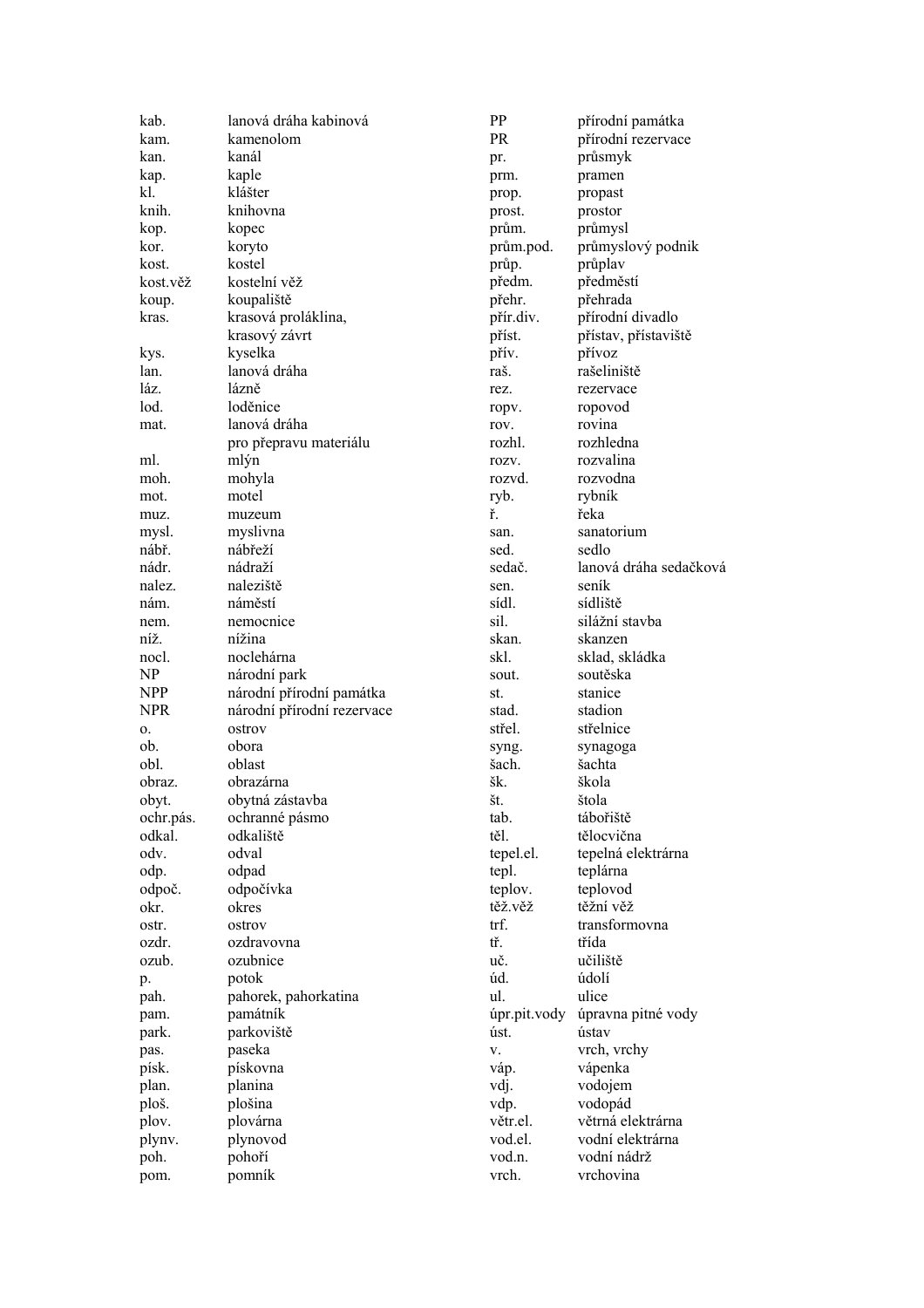| | |
|---|---|
| kab. | lanová dráha kabinová |
| kam. | kamenolom |
| kan. | kanál |
| kap. | kaple |
| kl. | klášter |
| knih. | knihovna |
| kop. | kopec |
| kor. | koryto |
| kost. | kostel |
| kost.věž | kostelní věž |
| koup. | koupaliště |
| kras. | krasová proláklina, krasový závrt |
| kys. | kyselka |
| lan. | lanová dráha |
| láz. | lázně |
| lod. | loděnice |
| mat. | lanová dráha pro přepravu materiálu |
| ml. | mlýn |
| moh. | mohyla |
| mot. | motel |
| muz. | muzeum |
| mysl. | myslivna |
| nábř. | nábřeží |
| nádr. | nádraží |
| nalez. | naleziště |
| nám. | náměstí |
| nem. | nemocnice |
| níž. | nížina |
| nocl. | noclehárna |
| NP | národní park |
| NPP | národní přírodní památka |
| NPR | národní přírodní rezervace |
| o. | ostrov |
| ob. | obora |
| obl. | oblast |
| obraz. | obrazárna |
| obyt. | obytná zástavba |
| ochr.pás. | ochranné pásmo |
| odkal. | odkaliště |
| odv. | odval |
| odp. | odpad |
| odpoč. | odpočívka |
| okr. | okres |
| ostr. | ostrov |
| ozdr. | ozdravovna |
| ozub. | ozubnice |
| p. | potok |
| pah. | pahorek, pahorkatina |
| pam. | památník |
| park. | parkoviště |
| pas. | paseka |
| písk. | pískovna |
| plan. | planina |
| ploš. | plošina |
| plov. | plovárna |
| plynv. | plynovod |
| poh. | pohoří |
| pom. | pomník |
| PP | přírodní památka |
| PR | přírodní rezervace |
| pr. | průsmyk |
| prm. | pramen |
| prop. | propast |
| prost. | prostor |
| prům. | průmysl |
| prům.pod. | průmyslový podnik |
| průp. | průplav |
| předm. | předměstí |
| přehr. | přehrada |
| přír.div. | přírodní divadlo |
| příst. | přístav, přístaviště |
| přív. | přívoz |
| raš. | rašeliniště |
| rez. | rezervace |
| ropv. | ropovod |
| rov. | rovina |
| rozhl. | rozhledna |
| rozv. | rozvalina |
| rozvd. | rozvodna |
| ryb. | rybník |
| ř. | řeka |
| san. | sanatorium |
| sed. | sedlo |
| sedač. | lanová dráha sedačková |
| sen. | seník |
| sídl. | sídliště |
| sil. | silážní stavba |
| skan. | skanzen |
| skl. | sklad, skládka |
| sout. | soutěska |
| st. | stanice |
| stad. | stadion |
| střel. | střelnice |
| syng. | synagoga |
| šach. | šachta |
| šk. | škola |
| št. | štola |
| tab. | tábořiště |
| těl. | tělocvična |
| tepel.el. | tepelná elektrárna |
| tepl. | teplárna |
| teplov. | teplovod |
| těž.věž | těžní věž |
| trf. | transformovna |
| tř. | třída |
| uč. | učiliště |
| úd. | údolí |
| ul. | ulice |
| úpr.pit.vody | úpravna pitné vody |
| úst. | ústav |
| v. | vrch, vrchy |
| váp. | vápenka |
| vdj. | vodojem |
| vdp. | vodopád |
| větr.el. | větrná elektrárna |
| vod.el. | vodní elektrárna |
| vod.n. | vodní nádrž |
| vrch. | vrchovina |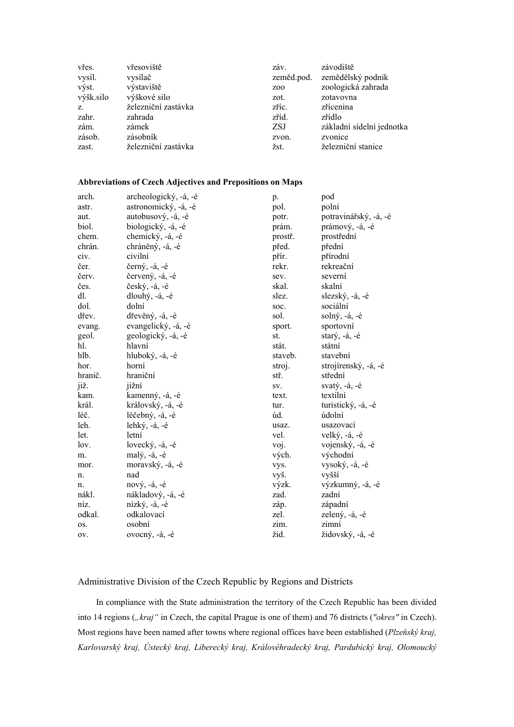| | | | |
|---|---|---|---|
| vřes. | vřesoviště | záv. | závodiště |
| vysíl. | vysílač | zeměd.pod. | zemědělský podnik |
| výst. | výstaviště | zoo | zoologická zahrada |
| výšk.silo | výškové silo | zot. | zotavovna |
| z. | železniční zastávka | zříc. | zřícenina |
| zahr. | zahrada | zříd. | zřídlo |
| zám. | zámek | ZSJ | základní sídelní jednotka |
| zásob. | zásobník | zvon. | zvonice |
| zast. | železniční zastávka | žst. | železniční stanice |

**Abbreviations of Czech Adjectives and Prepositions on Maps**

| | | | |
|---|---|---|---|
| arch. | archeologický, -á, -é | p. | pod |
| astr. | astronomický, -á, -é | pol. | polní |
| aut. | autobusový, -á, -é | potr. | potravinářský, -á, -é |
| biol. | biologický, -á, -é | prám. | prámový, -á, -é |
| chem. | chemický, -á, -é | prostř. | prostřední |
| chrán. | chráněný, -á, -é | před. | přední |
| civ. | civilní | přír. | přírodní |
| čer. | černý, -á, -é | rekr. | rekreační |
| červ. | červený, -á, -é | sev. | severní |
| čes. | český, -á, -é | skal. | skalní |
| dl. | dlouhý, -á, -é | slez. | slezský, -á, -é |
| dol. | dolní | soc. | sociální |
| dřev. | dřevěný, -á, -é | sol. | solný, -á, -é |
| evang. | evangelický, -á, -é | sport. | sportovní |
| geol. | geologický, -á, -é | st. | starý, -á, -é |
| hl. | hlavní | stát. | státní |
| hlb. | hluboký, -á, -é | staveb. | stavební |
| hor. | horní | stroj. | strojírenský, -á, -é |
| hranič. | hraniční | stř. | střední |
| již. | jižní | sv. | svatý, -á, -é |
| kam. | kamenný, -á, -é | text. | textilní |
| král. | královský, -á, -é | tur. | turistický, -á, -é |
| léč. | léčebný, -á, -é | úd. | údolní |
| leh. | lehký, -á, -é | usaz. | usazovací |
| let. | letní | vel. | velký, -á, -é |
| lov. | lovecký, -á, -é | voj. | vojenský, -á, -é |
| m. | malý, -á, -é | vých. | východní |
| mor. | moravský, -á, -é | vys. | vysoký, -á, -é |
| n. | nad | vyš. | vyšší |
| n. | nový, -á, -é | výzk. | výzkumný, -á, -é |
| nákl. | nákladový, -á, -é | zad. | zadní |
| níz. | nízký, -á, -é | záp. | západní |
| odkal. | odkalovací | zel. | zelený, -á, -é |
| os. | osobní | zim. | zimní |
| ov. | ovocný, -á, -é | žid. | židovský, -á, -é |

## Administrative Division of the Czech Republic by Regions and Districts

In compliance with the State administration the territory of the Czech Republic has been divided into 14 regions (*„kraj“* in Czech, the capital Prague is one of them) and 76 districts (*"okres"* in Czech). Most regions have been named after towns where regional offices have been established (*Plzeňský kraj, Karlovarský kraj, Ústecký kraj, Liberecký kraj, Královéhradecký kraj, Pardubický kraj, Olomoucký*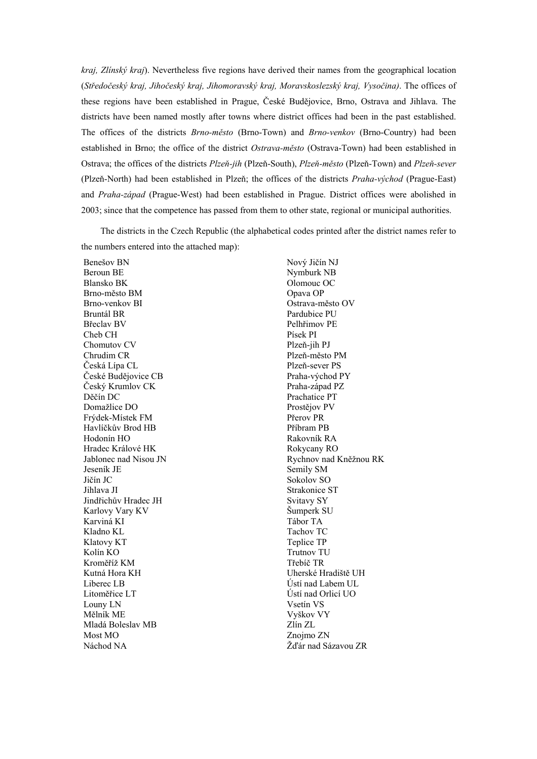*kraj, Zlínský kraj*). Nevertheless five regions have derived their names from the geographical location (*Středočeský kraj, Jihočeský kraj, Jihomoravský kraj, Moravskoslezský kraj, Vysočina)*. The offices of these regions have been established in Prague, České Budějovice, Brno, Ostrava and Jihlava. The districts have been named mostly after towns where district offices had been in the past established. The offices of the districts *Brno-město* (Brno-Town) and *Brno-venkov* (Brno-Country) had been established in Brno; the office of the district *Ostrava-město* (Ostrava-Town) had been established in Ostrava; the offices of the districts *Plzeň-jih* (Plzeň-South), *Plzeň-město* (Plzeň-Town) and *Plzeň-sever* (Plzeň-North) had been established in Plzeň; the offices of the districts *Praha-východ* (Prague-East) and *Praha-západ* (Prague-West) had been established in Prague. District offices were abolished in 2003; since that the competence has passed from them to other state, regional or municipal authorities.

The districts in the Czech Republic (the alphabetical codes printed after the district names refer to the numbers entered into the attached map):

Benešov BN
Beroun BE
Blansko BK
Brno-město BM
Brno-venkov BI
Bruntál BR
Břeclav BV
Cheb CH
Chomutov CV
Chrudim CR
Česká Lípa CL
České Budějovice CB
Český Krumlov CK
Děčín DC
Domažlice DO
Frýdek-Místek FM
Havlíčkův Brod HB
Hodonín HO
Hradec Králové HK
Jablonec nad Nisou JN
Jeseník JE
Jičín JC
Jihlava JI
Jindřichův Hradec JH
Karlovy Vary KV
Karviná KI
Kladno KL
Klatovy KT
Kolín KO
Kroměříž KM
Kutná Hora KH
Liberec LB
Litoměřice LT
Louny LN
Mělník ME
Mladá Boleslav MB
Most MO
Náchod NA
Nový Jičín NJ
Nymburk NB
Olomouc OC
Opava OP
Ostrava-město OV
Pardubice PU
Pelhřimov PE
Písek PI
Plzeň-jih PJ
Plzeň-město PM
Plzeň-sever PS
Praha-východ PY
Praha-západ PZ
Prachatice PT
Prostějov PV
Přerov PR
Příbram PB
Rakovník RA
Rokycany RO
Rychnov nad Kněžnou RK
Semily SM
Sokolov SO
Strakonice ST
Svitavy SY
Šumperk SU
Tábor TA
Tachov TC
Teplice TP
Trutnov TU
Třebíč TR
Uherské Hradiště UH
Ústí nad Labem UL
Ústí nad Orlicí UO
Vsetín VS
Vyškov VY
Zlín ZL
Znojmo ZN
Žďár nad Sázavou ZR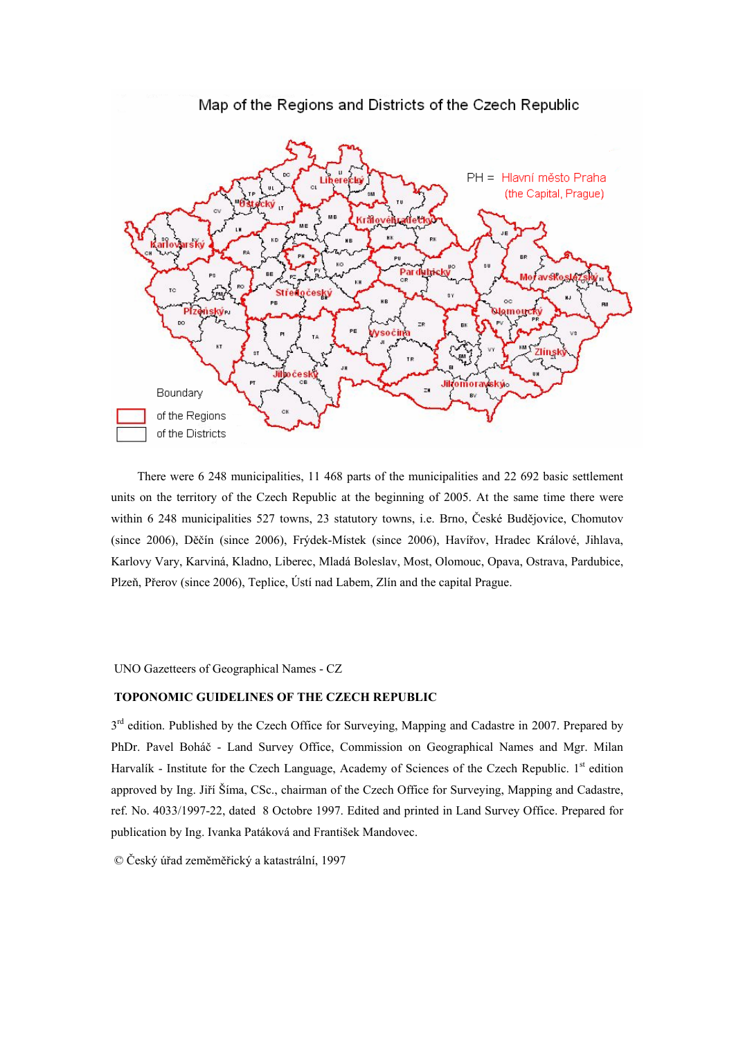Map of the Regions and Districts of the Czech Republic

PH = Hlavní město Praha
(the Capital, Prague)

Boundary
of the Regions
of the Districts

There were 6 248 municipalities, 11 468 parts of the municipalities and 22 692 basic settlement units on the territory of the Czech Republic at the beginning of 2005. At the same time there were within 6 248 municipalities 527 towns, 23 statutory towns, i.e. Brno, České Budějovice, Chomutov (since 2006), Děčín (since 2006), Frýdek-Místek (since 2006), Havířov, Hradec Králové, Jihlava, Karlovy Vary, Karviná, Kladno, Liberec, Mladá Boleslav, Most, Olomouc, Opava, Ostrava, Pardubice, Plzeň, Přerov (since 2006), Teplice, Ústí nad Labem, Zlín and the capital Prague.

UNO Gazetteers of Geographical Names - CZ

**TOPONOMIC GUIDELINES OF THE CZECH REPUBLIC**

3rd edition. Published by the Czech Office for Surveying, Mapping and Cadastre in 2007. Prepared by PhDr. Pavel Boháč - Land Survey Office, Commission on Geographical Names and Mgr. Milan Harvalík - Institute for the Czech Language, Academy of Sciences of the Czech Republic. 1st edition approved by Ing. Jiří Šíma, CSc., chairman of the Czech Office for Surveying, Mapping and Cadastre, ref. No. 4033/1997-22, dated 8 Octobre 1997. Edited and printed in Land Survey Office. Prepared for publication by Ing. Ivanka Pataková and František Mandovec.

© Český úřad zeměměřický a katastrální, 1997